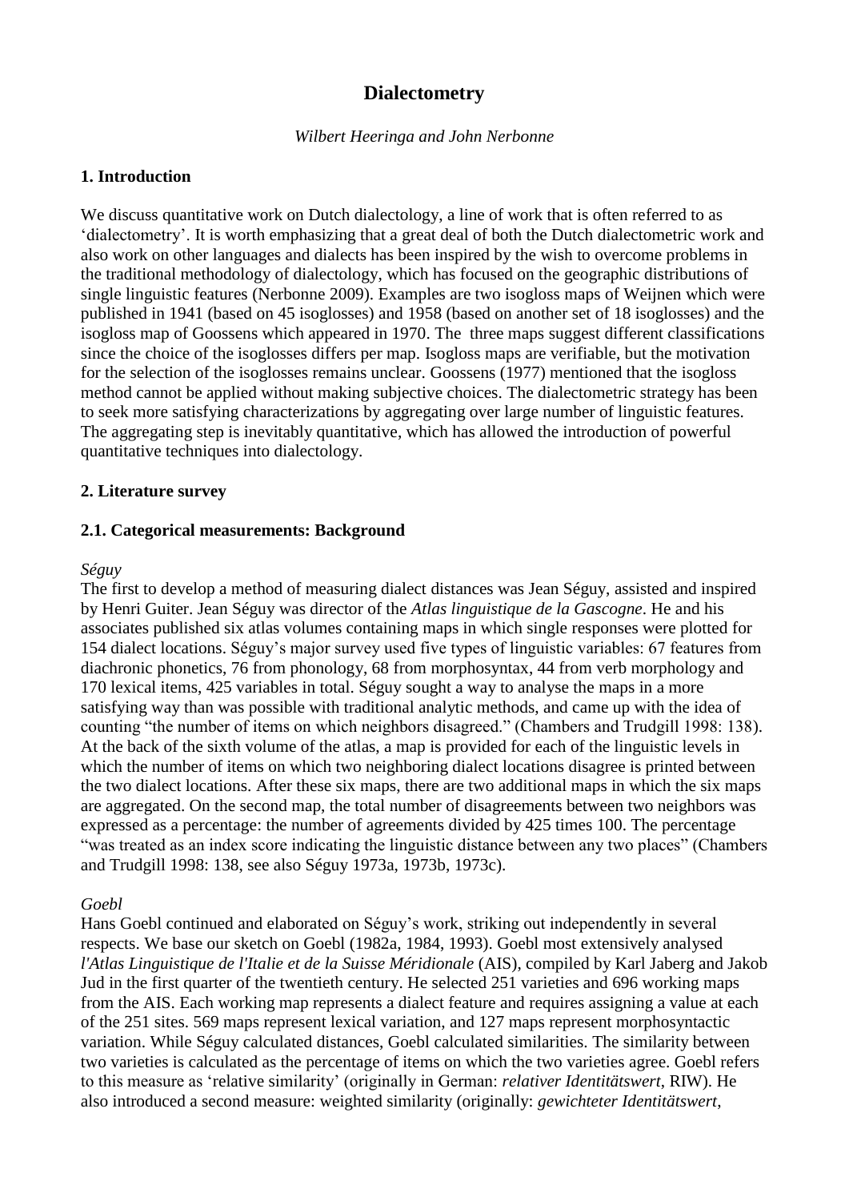# Dialectometry

*Wilbert Heeringa and John Nerbonne*

## 1. Introduction

We discuss quantitative work on Dutch dialectology, a line of work that is often referred to as 'dialectometry'. It is worth emphasizing that a great deal of both the Dutch dialectometric work and also work on other languages and dialects has been inspired by the wish to overcome problems in the traditional methodology of dialectology, which has focused on the geographic distributions of single linguistic features (Nerbonne 2009). Examples are two isogloss maps of Weijnen which were published in 1941 (based on 45 isoglosses) and 1958 (based on another set of 18 isoglosses) and the isogloss map of Goossens which appeared in 1970. The three maps suggest different classifications since the choice of the isoglosses differs per map. Isogloss maps are verifiable, but the motivation for the selection of the isoglosses remains unclear. Goossens (1977) mentioned that the isogloss method cannot be applied without making subjective choices. The dialectometric strategy has been to seek more satisfying characterizations by aggregating over large number of linguistic features. The aggregating step is inevitably quantitative, which has allowed the introduction of powerful quantitative techniques into dialectology.

## 2. Literature survey

### 2.1. Categorical measurements: Background

*Séguy*

The first to develop a method of measuring dialect distances was Jean Séguy, assisted and inspired by Henri Guiter. Jean Séguy was director of the *Atlas linguistique de la Gascogne*. He and his associates published six atlas volumes containing maps in which single responses were plotted for 154 dialect locations. Séguy's major survey used five types of linguistic variables: 67 features from diachronic phonetics, 76 from phonology, 68 from morphosyntax, 44 from verb morphology and 170 lexical items, 425 variables in total. Séguy sought a way to analyse the maps in a more satisfying way than was possible with traditional analytic methods, and came up with the idea of counting "the number of items on which neighbors disagreed." (Chambers and Trudgill 1998: 138). At the back of the sixth volume of the atlas, a map is provided for each of the linguistic levels in which the number of items on which two neighboring dialect locations disagree is printed between the two dialect locations. After these six maps, there are two additional maps in which the six maps are aggregated. On the second map, the total number of disagreements between two neighbors was expressed as a percentage: the number of agreements divided by 425 times 100. The percentage "was treated as an index score indicating the linguistic distance between any two places" (Chambers and Trudgill 1998: 138, see also Séguy 1973a, 1973b, 1973c).

*Goebl*

Hans Goebl continued and elaborated on Séguy's work, striking out independently in several respects. We base our sketch on Goebl (1982a, 1984, 1993). Goebl most extensively analysed *l'Atlas Linguistique de l'Italie et de la Suisse Méridionale* (AIS), compiled by Karl Jaberg and Jakob Jud in the first quarter of the twentieth century. He selected 251 varieties and 696 working maps from the AIS. Each working map represents a dialect feature and requires assigning a value at each of the 251 sites. 569 maps represent lexical variation, and 127 maps represent morphosyntactic variation. While Séguy calculated distances, Goebl calculated similarities. The similarity between two varieties is calculated as the percentage of items on which the two varieties agree. Goebl refers to this measure as 'relative similarity' (originally in German: *relativer Identitätswert*, RIW). He also introduced a second measure: weighted similarity (originally: *gewichteter Identitätswert*,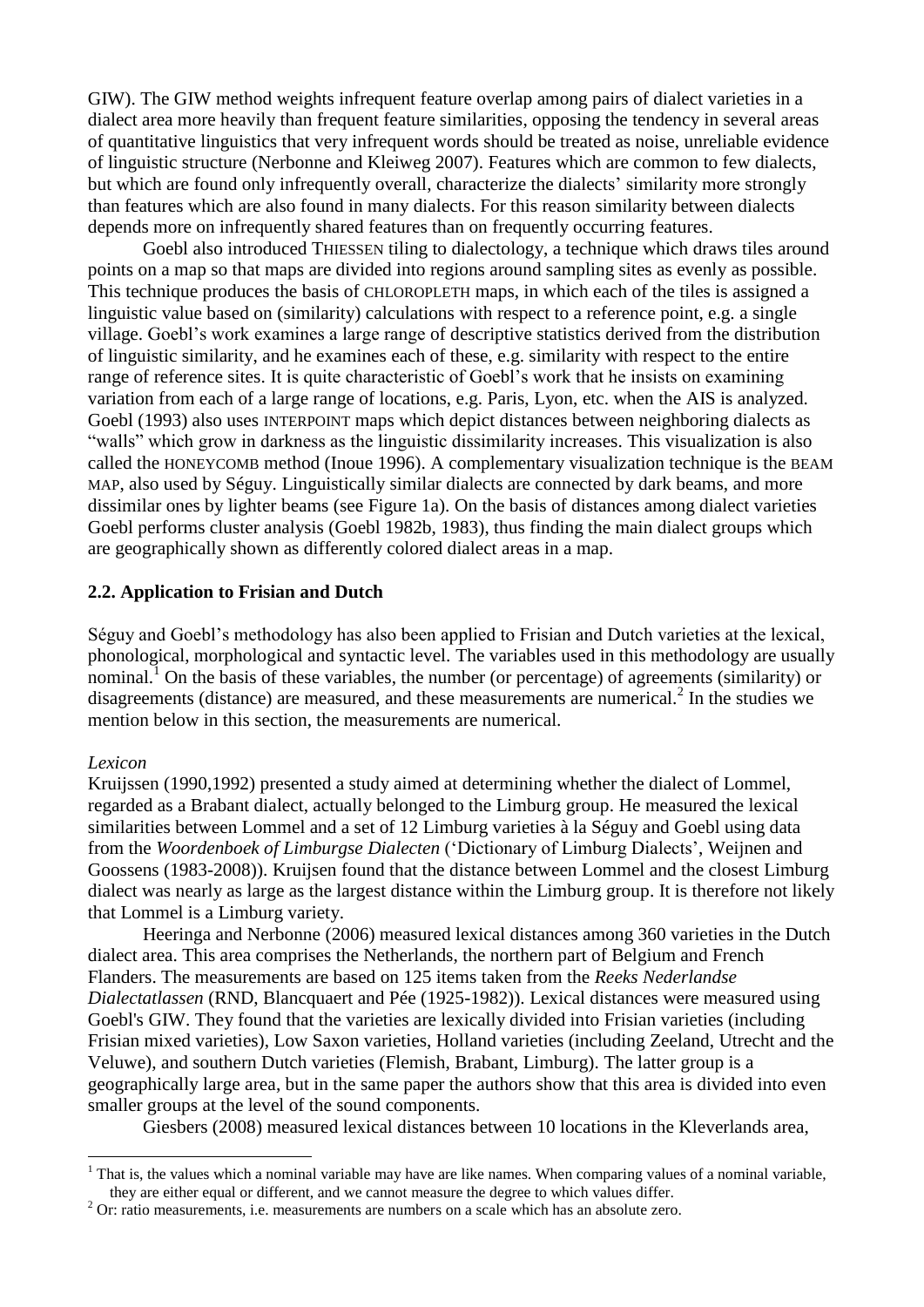GIW). The GIW method weights infrequent feature overlap among pairs of dialect varieties in a dialect area more heavily than frequent feature similarities, opposing the tendency in several areas of quantitative linguistics that very infrequent words should be treated as noise, unreliable evidence of linguistic structure (Nerbonne and Kleiweg 2007). Features which are common to few dialects, but which are found only infrequently overall, characterize the dialects' similarity more strongly than features which are also found in many dialects. For this reason similarity between dialects depends more on infrequently shared features than on frequently occurring features.

Goebl also introduced THIESSEN tiling to dialectology, a technique which draws tiles around points on a map so that maps are divided into regions around sampling sites as evenly as possible. This technique produces the basis of CHLOROPLETH maps, in which each of the tiles is assigned a linguistic value based on (similarity) calculations with respect to a reference point, e.g. a single village. Goebl's work examines a large range of descriptive statistics derived from the distribution of linguistic similarity, and he examines each of these, e.g. similarity with respect to the entire range of reference sites. It is quite characteristic of Goebl's work that he insists on examining variation from each of a large range of locations, e.g. Paris, Lyon, etc. when the AIS is analyzed. Goebl (1993) also uses INTERPOINT maps which depict distances between neighboring dialects as "walls" which grow in darkness as the linguistic dissimilarity increases. This visualization is also called the HONEYCOMB method (Inoue 1996). A complementary visualization technique is the BEAM MAP, also used by Séguy. Linguistically similar dialects are connected by dark beams, and more dissimilar ones by lighter beams (see Figure 1a). On the basis of distances among dialect varieties Goebl performs cluster analysis (Goebl 1982b, 1983), thus finding the main dialect groups which are geographically shown as differently colored dialect areas in a map.

## 2.2. Application to Frisian and Dutch

Séguy and Goebl's methodology has also been applied to Frisian and Dutch varieties at the lexical, phonological, morphological and syntactic level. The variables used in this methodology are usually nominal.[1] On the basis of these variables, the number (or percentage) of agreements (similarity) or disagreements (distance) are measured, and these measurements are numerical.[2] In the studies we mention below in this section, the measurements are numerical.

*Lexicon*

Kruijssen (1990,1992) presented a study aimed at determining whether the dialect of Lommel, regarded as a Brabant dialect, actually belonged to the Limburg group. He measured the lexical similarities between Lommel and a set of 12 Limburg varieties à la Séguy and Goebl using data from the *Woordenboek of Limburgse Dialecten* ('Dictionary of Limburg Dialects', Weijnen and Goossens (1983-2008)). Kruijsen found that the distance between Lommel and the closest Limburg dialect was nearly as large as the largest distance within the Limburg group. It is therefore not likely that Lommel is a Limburg variety.

Heeringa and Nerbonne (2006) measured lexical distances among 360 varieties in the Dutch dialect area. This area comprises the Netherlands, the northern part of Belgium and French Flanders. The measurements are based on 125 items taken from the *Reeks Nederlandse Dialectatlassen* (RND, Blancquaert and Pée (1925-1982)). Lexical distances were measured using Goebl's GIW. They found that the varieties are lexically divided into Frisian varieties (including Frisian mixed varieties), Low Saxon varieties, Holland varieties (including Zeeland, Utrecht and the Veluwe), and southern Dutch varieties (Flemish, Brabant, Limburg). The latter group is a geographically large area, but in the same paper the authors show that this area is divided into even smaller groups at the level of the sound components.

Giesbers (2008) measured lexical distances between 10 locations in the Kleverlands area,

[1] That is, the values which a nominal variable may have are like names. When comparing values of a nominal variable, they are either equal or different, and we cannot measure the degree to which values differ.

[2] Or: ratio measurements, i.e. measurements are numbers on a scale which has an absolute zero.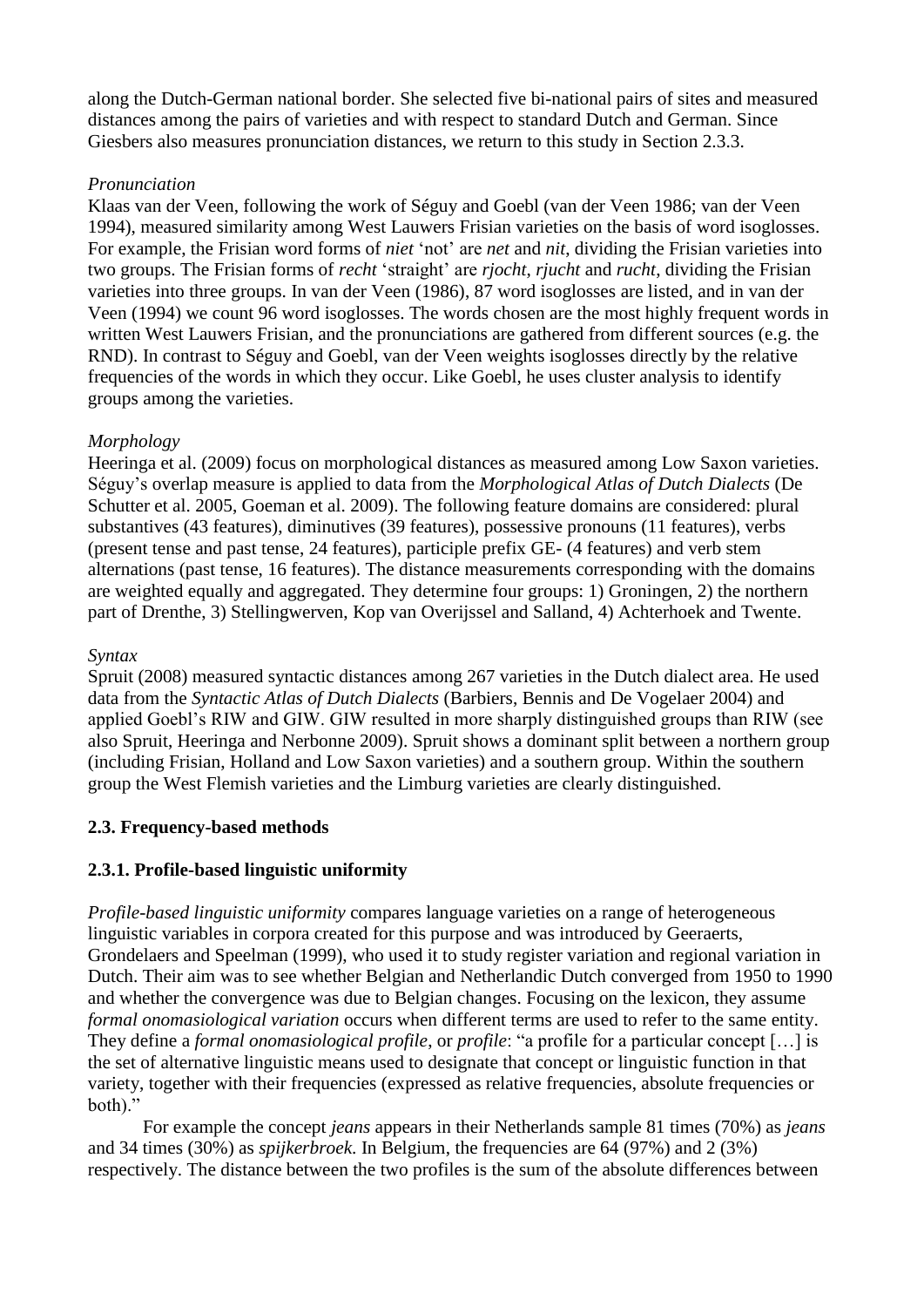along the Dutch-German national border. She selected five bi-national pairs of sites and measured distances among the pairs of varieties and with respect to standard Dutch and German. Since Giesbers also measures pronunciation distances, we return to this study in Section 2.3.3.

*Pronunciation*

Klaas van der Veen, following the work of Séguy and Goebl (van der Veen 1986; van der Veen 1994), measured similarity among West Lauwers Frisian varieties on the basis of word isoglosses. For example, the Frisian word forms of *niet* 'not' are *net* and *nit*, dividing the Frisian varieties into two groups. The Frisian forms of *recht* 'straight' are *rjocht*, *rjucht* and *rucht*, dividing the Frisian varieties into three groups. In van der Veen (1986), 87 word isoglosses are listed, and in van der Veen (1994) we count 96 word isoglosses. The words chosen are the most highly frequent words in written West Lauwers Frisian, and the pronunciations are gathered from different sources (e.g. the RND). In contrast to Séguy and Goebl, van der Veen weights isoglosses directly by the relative frequencies of the words in which they occur. Like Goebl, he uses cluster analysis to identify groups among the varieties.

*Morphology*

Heeringa et al. (2009) focus on morphological distances as measured among Low Saxon varieties. Séguy's overlap measure is applied to data from the *Morphological Atlas of Dutch Dialects* (De Schutter et al. 2005, Goeman et al. 2009). The following feature domains are considered: plural substantives (43 features), diminutives (39 features), possessive pronouns (11 features), verbs (present tense and past tense, 24 features), participle prefix GE- (4 features) and verb stem alternations (past tense, 16 features). The distance measurements corresponding with the domains are weighted equally and aggregated. They determine four groups: 1) Groningen, 2) the northern part of Drenthe, 3) Stellingwerven, Kop van Overijssel and Salland, 4) Achterhoek and Twente.

*Syntax*

Spruit (2008) measured syntactic distances among 267 varieties in the Dutch dialect area. He used data from the *Syntactic Atlas of Dutch Dialects* (Barbiers, Bennis and De Vogelaer 2004) and applied Goebl's RIW and GIW. GIW resulted in more sharply distinguished groups than RIW (see also Spruit, Heeringa and Nerbonne 2009). Spruit shows a dominant split between a northern group (including Frisian, Holland and Low Saxon varieties) and a southern group. Within the southern group the West Flemish varieties and the Limburg varieties are clearly distinguished.

## 2.3. Frequency-based methods

### 2.3.1. Profile-based linguistic uniformity

*Profile-based linguistic uniformity* compares language varieties on a range of heterogeneous linguistic variables in corpora created for this purpose and was introduced by Geeraerts, Grondelaers and Speelman (1999), who used it to study register variation and regional variation in Dutch. Their aim was to see whether Belgian and Netherlandic Dutch converged from 1950 to 1990 and whether the convergence was due to Belgian changes. Focusing on the lexicon, they assume *formal onomasiological variation* occurs when different terms are used to refer to the same entity. They define a *formal onomasiological profile*, or *profile*: "a profile for a particular concept […] is the set of alternative linguistic means used to designate that concept or linguistic function in that variety, together with their frequencies (expressed as relative frequencies, absolute frequencies or both)."

For example the concept *jeans* appears in their Netherlands sample 81 times (70%) as *jeans* and 34 times (30%) as *spijkerbroek*. In Belgium, the frequencies are 64 (97%) and 2 (3%) respectively. The distance between the two profiles is the sum of the absolute differences between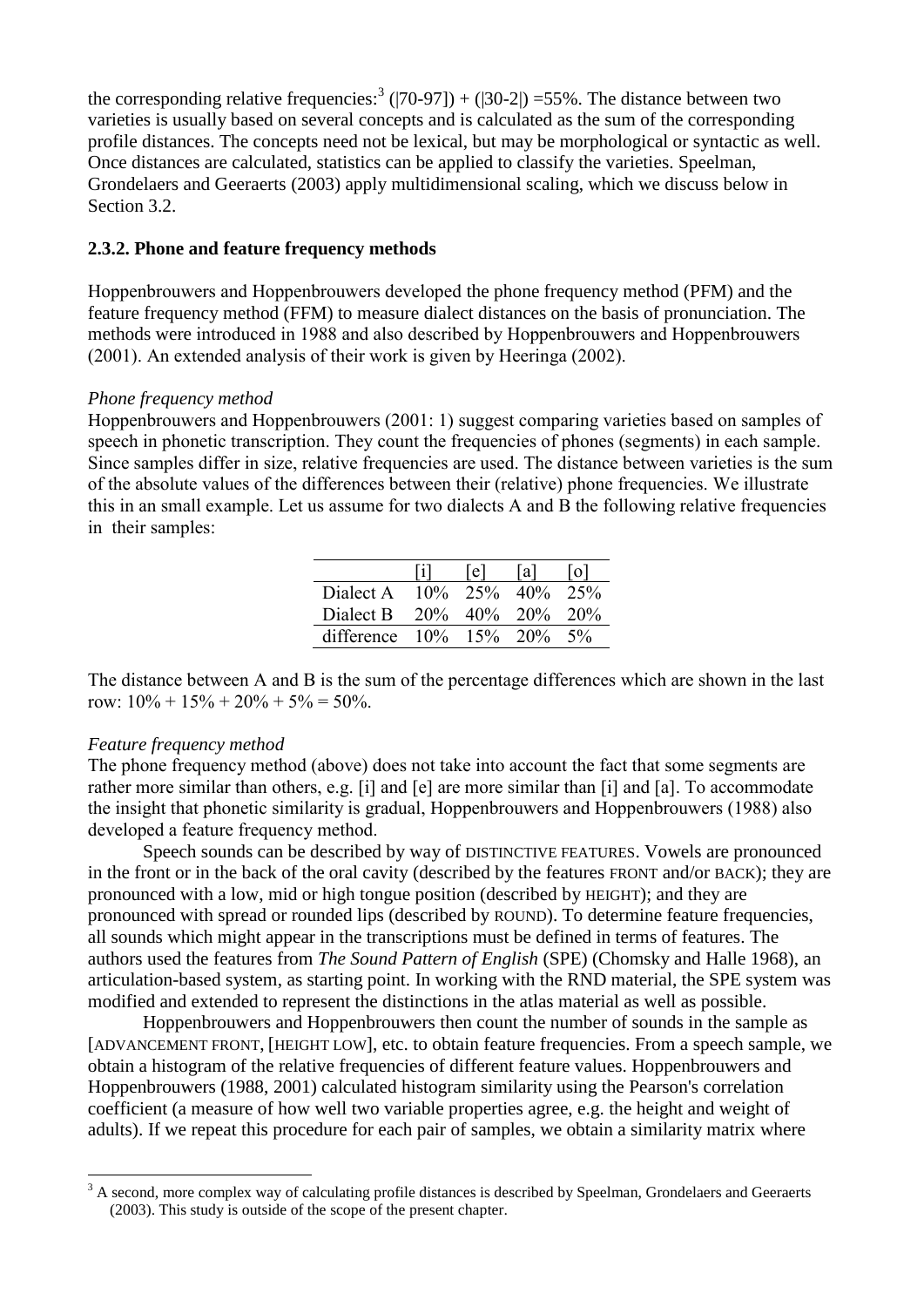the corresponding relative frequencies:[3] (|70-97|) + (|30-2|) =55%. The distance between two varieties is usually based on several concepts and is calculated as the sum of the corresponding profile distances. The concepts need not be lexical, but may be morphological or syntactic as well. Once distances are calculated, statistics can be applied to classify the varieties. Speelman, Grondelaers and Geeraerts (2003) apply multidimensional scaling, which we discuss below in Section 3.2.

### 2.3.2. Phone and feature frequency methods

Hoppenbrouwers and Hoppenbrouwers developed the phone frequency method (PFM) and the feature frequency method (FFM) to measure dialect distances on the basis of pronunciation. The methods were introduced in 1988 and also described by Hoppenbrouwers and Hoppenbrouwers (2001). An extended analysis of their work is given by Heeringa (2002).

*Phone frequency method*

Hoppenbrouwers and Hoppenbrouwers (2001: 1) suggest comparing varieties based on samples of speech in phonetic transcription. They count the frequencies of phones (segments) in each sample. Since samples differ in size, relative frequencies are used. The distance between varieties is the sum of the absolute values of the differences between their (relative) phone frequencies. We illustrate this in an small example. Let us assume for two dialects A and B the following relative frequencies in their samples:

| | [i] | [e] | [a] | [o] |
|---|---|---|---|---|
| Dialect A | 10% | 25% | 40% | 25% |
| Dialect B | 20% | 40% | 20% | 20% |
| difference | 10% | 15% | 20% | 5% |

The distance between A and B is the sum of the percentage differences which are shown in the last row: 10% + 15% + 20% + 5% = 50%.

*Feature frequency method*

The phone frequency method (above) does not take into account the fact that some segments are rather more similar than others, e.g. [i] and [e] are more similar than [i] and [a]. To accommodate the insight that phonetic similarity is gradual, Hoppenbrouwers and Hoppenbrouwers (1988) also developed a feature frequency method.

Speech sounds can be described by way of DISTINCTIVE FEATURES. Vowels are pronounced in the front or in the back of the oral cavity (described by the features FRONT and/or BACK); they are pronounced with a low, mid or high tongue position (described by HEIGHT); and they are pronounced with spread or rounded lips (described by ROUND). To determine feature frequencies, all sounds which might appear in the transcriptions must be defined in terms of features. The authors used the features from *The Sound Pattern of English* (SPE) (Chomsky and Halle 1968), an articulation-based system, as starting point. In working with the RND material, the SPE system was modified and extended to represent the distinctions in the atlas material as well as possible.

Hoppenbrouwers and Hoppenbrouwers then count the number of sounds in the sample as [ADVANCEMENT FRONT, [HEIGHT LOW], etc. to obtain feature frequencies. From a speech sample, we obtain a histogram of the relative frequencies of different feature values. Hoppenbrouwers and Hoppenbrouwers (1988, 2001) calculated histogram similarity using the Pearson's correlation coefficient (a measure of how well two variable properties agree, e.g. the height and weight of adults). If we repeat this procedure for each pair of samples, we obtain a similarity matrix where

[3] A second, more complex way of calculating profile distances is described by Speelman, Grondelaers and Geeraerts (2003). This study is outside of the scope of the present chapter.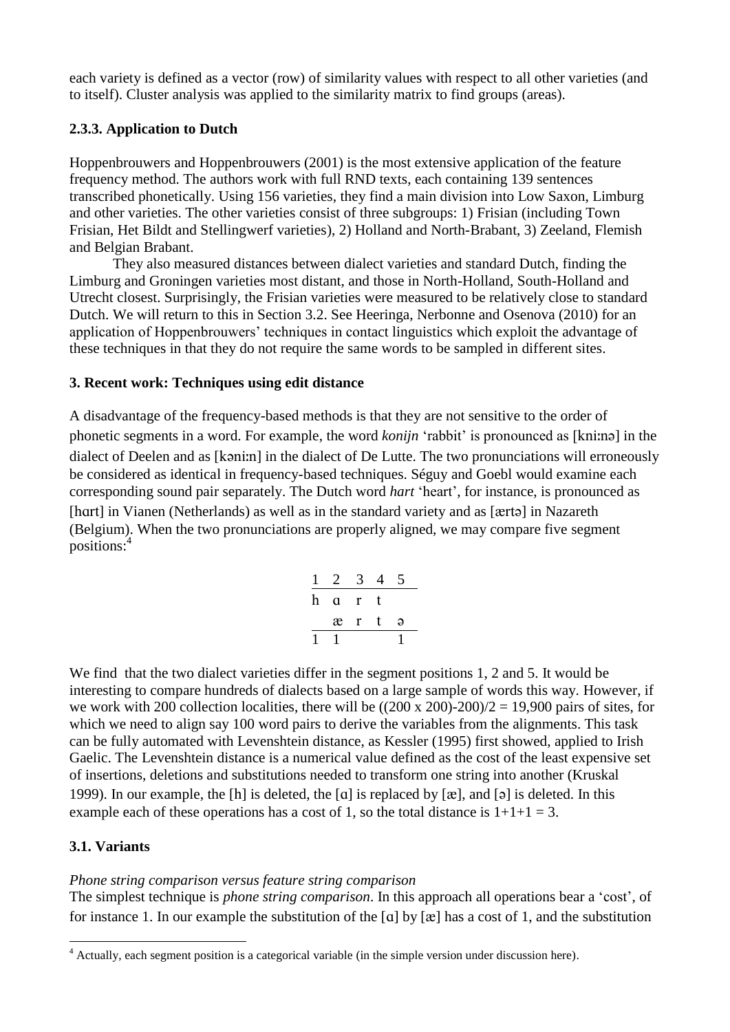each variety is defined as a vector (row) of similarity values with respect to all other varieties (and to itself). Cluster analysis was applied to the similarity matrix to find groups (areas).

### 2.3.3. Application to Dutch

Hoppenbrouwers and Hoppenbrouwers (2001) is the most extensive application of the feature frequency method. The authors work with full RND texts, each containing 139 sentences transcribed phonetically. Using 156 varieties, they find a main division into Low Saxon, Limburg and other varieties. The other varieties consist of three subgroups: 1) Frisian (including Town Frisian, Het Bildt and Stellingwerf varieties), 2) Holland and North-Brabant, 3) Zeeland, Flemish and Belgian Brabant.

They also measured distances between dialect varieties and standard Dutch, finding the Limburg and Groningen varieties most distant, and those in North-Holland, South-Holland and Utrecht closest. Surprisingly, the Frisian varieties were measured to be relatively close to standard Dutch. We will return to this in Section 3.2. See Heeringa, Nerbonne and Osenova (2010) for an application of Hoppenbrouwers' techniques in contact linguistics which exploit the advantage of these techniques in that they do not require the same words to be sampled in different sites.

## 3. Recent work: Techniques using edit distance

A disadvantage of the frequency-based methods is that they are not sensitive to the order of phonetic segments in a word. For example, the word *konijn* 'rabbit' is pronounced as [kniːnə] in the dialect of Deelen and as [kəniːn] in the dialect of De Lutte. The two pronunciations will erroneously be considered as identical in frequency-based techniques. Séguy and Goebl would examine each corresponding sound pair separately. The Dutch word *hart* 'heart', for instance, is pronounced as [hɑrt] in Vianen (Netherlands) as well as in the standard variety and as [ærtə] in Nazareth (Belgium). When the two pronunciations are properly aligned, we may compare five segment positions:[4]

| 1 | 2 | 3 | 4 | 5 |
|---|---|---|---|---|
| h | ɑ | r | t | |
| | æ | r | t | ə |
| 1 | 1 | | | 1 |

We find that the two dialect varieties differ in the segment positions 1, 2 and 5. It would be interesting to compare hundreds of dialects based on a large sample of words this way. However, if we work with 200 collection localities, there will be ((200 x 200)-200)/2 = 19,900 pairs of sites, for which we need to align say 100 word pairs to derive the variables from the alignments. This task can be fully automated with Levenshtein distance, as Kessler (1995) first showed, applied to Irish Gaelic. The Levenshtein distance is a numerical value defined as the cost of the least expensive set of insertions, deletions and substitutions needed to transform one string into another (Kruskal 1999). In our example, the [h] is deleted, the [ɑ] is replaced by [æ], and [ə] is deleted. In this example each of these operations has a cost of 1, so the total distance is 1+1+1 = 3.

### 3.1. Variants

*Phone string comparison versus feature string comparison*
The simplest technique is *phone string comparison*. In this approach all operations bear a 'cost', of for instance 1. In our example the substitution of the [ɑ] by [æ] has a cost of 1, and the substitution

[4] Actually, each segment position is a categorical variable (in the simple version under discussion here).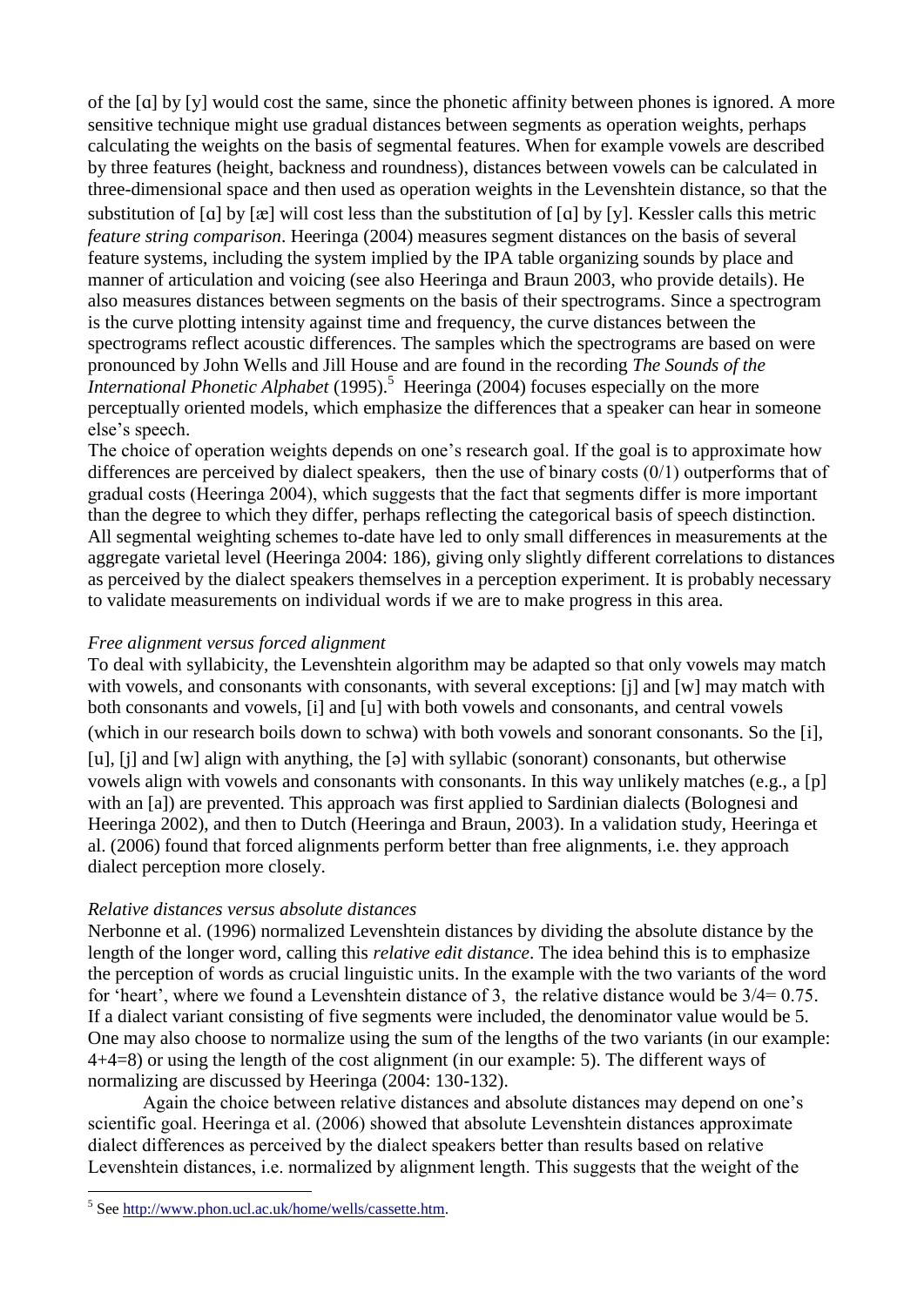of the [ɑ] by [y] would cost the same, since the phonetic affinity between phones is ignored. A more sensitive technique might use gradual distances between segments as operation weights, perhaps calculating the weights on the basis of segmental features. When for example vowels are described by three features (height, backness and roundness), distances between vowels can be calculated in three-dimensional space and then used as operation weights in the Levenshtein distance, so that the substitution of [ɑ] by [æ] will cost less than the substitution of [ɑ] by [y]. Kessler calls this metric *feature string comparison*. Heeringa (2004) measures segment distances on the basis of several feature systems, including the system implied by the IPA table organizing sounds by place and manner of articulation and voicing (see also Heeringa and Braun 2003, who provide details). He also measures distances between segments on the basis of their spectrograms. Since a spectrogram is the curve plotting intensity against time and frequency, the curve distances between the spectrograms reflect acoustic differences. The samples which the spectrograms are based on were pronounced by John Wells and Jill House and are found in the recording *The Sounds of the International Phonetic Alphabet* (1995).[5] Heeringa (2004) focuses especially on the more perceptually oriented models, which emphasize the differences that a speaker can hear in someone else's speech.

The choice of operation weights depends on one's research goal. If the goal is to approximate how differences are perceived by dialect speakers, then the use of binary costs (0/1) outperforms that of gradual costs (Heeringa 2004), which suggests that the fact that segments differ is more important than the degree to which they differ, perhaps reflecting the categorical basis of speech distinction. All segmental weighting schemes to-date have led to only small differences in measurements at the aggregate varietal level (Heeringa 2004: 186), giving only slightly different correlations to distances as perceived by the dialect speakers themselves in a perception experiment. It is probably necessary to validate measurements on individual words if we are to make progress in this area.

*Free alignment versus forced alignment*

To deal with syllabicity, the Levenshtein algorithm may be adapted so that only vowels may match with vowels, and consonants with consonants, with several exceptions: [j] and [w] may match with both consonants and vowels, [i] and [u] with both vowels and consonants, and central vowels (which in our research boils down to schwa) with both vowels and sonorant consonants. So the [i], [u], [j] and [w] align with anything, the [ə] with syllabic (sonorant) consonants, but otherwise vowels align with vowels and consonants with consonants. In this way unlikely matches (e.g., a [p] with an [a]) are prevented. This approach was first applied to Sardinian dialects (Bolognesi and Heeringa 2002), and then to Dutch (Heeringa and Braun, 2003). In a validation study, Heeringa et al. (2006) found that forced alignments perform better than free alignments, i.e. they approach dialect perception more closely.

*Relative distances versus absolute distances*

Nerbonne et al. (1996) normalized Levenshtein distances by dividing the absolute distance by the length of the longer word, calling this *relative edit distance*. The idea behind this is to emphasize the perception of words as crucial linguistic units. In the example with the two variants of the word for 'heart', where we found a Levenshtein distance of 3, the relative distance would be 3/4= 0.75. If a dialect variant consisting of five segments were included, the denominator value would be 5. One may also choose to normalize using the sum of the lengths of the two variants (in our example: 4+4=8) or using the length of the cost alignment (in our example: 5). The different ways of normalizing are discussed by Heeringa (2004: 130-132).

Again the choice between relative distances and absolute distances may depend on one's scientific goal. Heeringa et al. (2006) showed that absolute Levenshtein distances approximate dialect differences as perceived by the dialect speakers better than results based on relative Levenshtein distances, i.e. normalized by alignment length. This suggests that the weight of the

---

[5] See http://www.phon.ucl.ac.uk/home/wells/cassette.htm.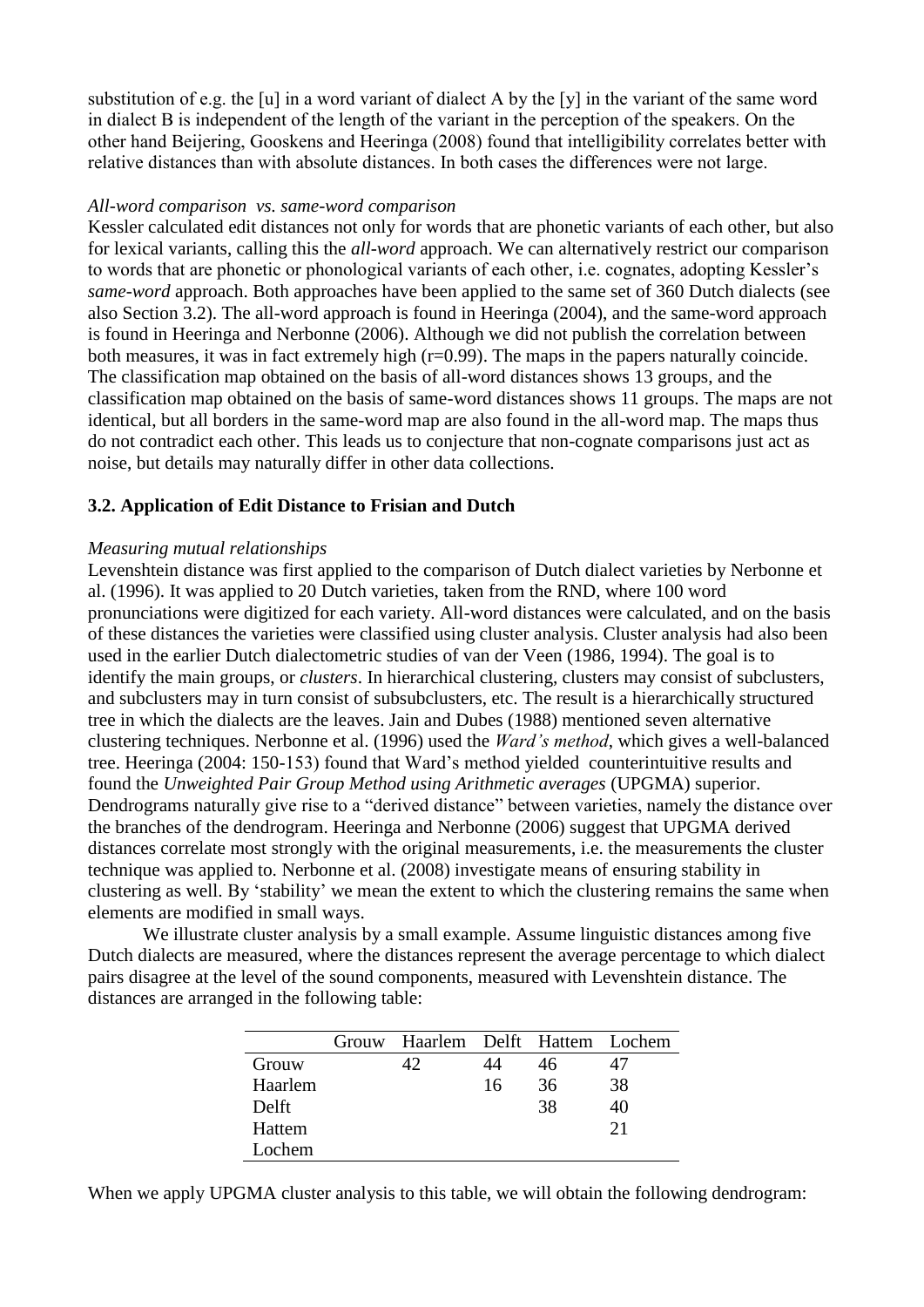substitution of e.g. the [u] in a word variant of dialect A by the [y] in the variant of the same word in dialect B is independent of the length of the variant in the perception of the speakers. On the other hand Beijering, Gooskens and Heeringa (2008) found that intelligibility correlates better with relative distances than with absolute distances. In both cases the differences were not large.

*All-word comparison vs. same-word comparison*

Kessler calculated edit distances not only for words that are phonetic variants of each other, but also for lexical variants, calling this the *all-word* approach. We can alternatively restrict our comparison to words that are phonetic or phonological variants of each other, i.e. cognates, adopting Kessler's *same-word* approach. Both approaches have been applied to the same set of 360 Dutch dialects (see also Section 3.2). The all-word approach is found in Heeringa (2004), and the same-word approach is found in Heeringa and Nerbonne (2006). Although we did not publish the correlation between both measures, it was in fact extremely high (r=0.99). The maps in the papers naturally coincide. The classification map obtained on the basis of all-word distances shows 13 groups, and the classification map obtained on the basis of same-word distances shows 11 groups. The maps are not identical, but all borders in the same-word map are also found in the all-word map. The maps thus do not contradict each other. This leads us to conjecture that non-cognate comparisons just act as noise, but details may naturally differ in other data collections.

### 3.2. Application of Edit Distance to Frisian and Dutch

*Measuring mutual relationships*

Levenshtein distance was first applied to the comparison of Dutch dialect varieties by Nerbonne et al. (1996). It was applied to 20 Dutch varieties, taken from the RND, where 100 word pronunciations were digitized for each variety. All-word distances were calculated, and on the basis of these distances the varieties were classified using cluster analysis. Cluster analysis had also been used in the earlier Dutch dialectometric studies of van der Veen (1986, 1994). The goal is to identify the main groups, or *clusters*. In hierarchical clustering, clusters may consist of subclusters, and subclusters may in turn consist of subsubclusters, etc. The result is a hierarchically structured tree in which the dialects are the leaves. Jain and Dubes (1988) mentioned seven alternative clustering techniques. Nerbonne et al. (1996) used the *Ward's method*, which gives a well-balanced tree. Heeringa (2004: 150-153) found that Ward's method yielded counterintuitive results and found the *Unweighted Pair Group Method using Arithmetic averages* (UPGMA) superior. Dendrograms naturally give rise to a "derived distance" between varieties, namely the distance over the branches of the dendrogram. Heeringa and Nerbonne (2006) suggest that UPGMA derived distances correlate most strongly with the original measurements, i.e. the measurements the cluster technique was applied to. Nerbonne et al. (2008) investigate means of ensuring stability in clustering as well. By 'stability' we mean the extent to which the clustering remains the same when elements are modified in small ways.

We illustrate cluster analysis by a small example. Assume linguistic distances among five Dutch dialects are measured, where the distances represent the average percentage to which dialect pairs disagree at the level of the sound components, measured with Levenshtein distance. The distances are arranged in the following table:

| | Grouw | Haarlem | Delft | Hattem | Lochem |
|---|---|---|---|---|---|
| Grouw | | 42 | 44 | 46 | 47 |
| Haarlem | | | 16 | 36 | 38 |
| Delft | | | | 38 | 40 |
| Hattem | | | | | 21 |
| Lochem | | | | | |

When we apply UPGMA cluster analysis to this table, we will obtain the following dendrogram: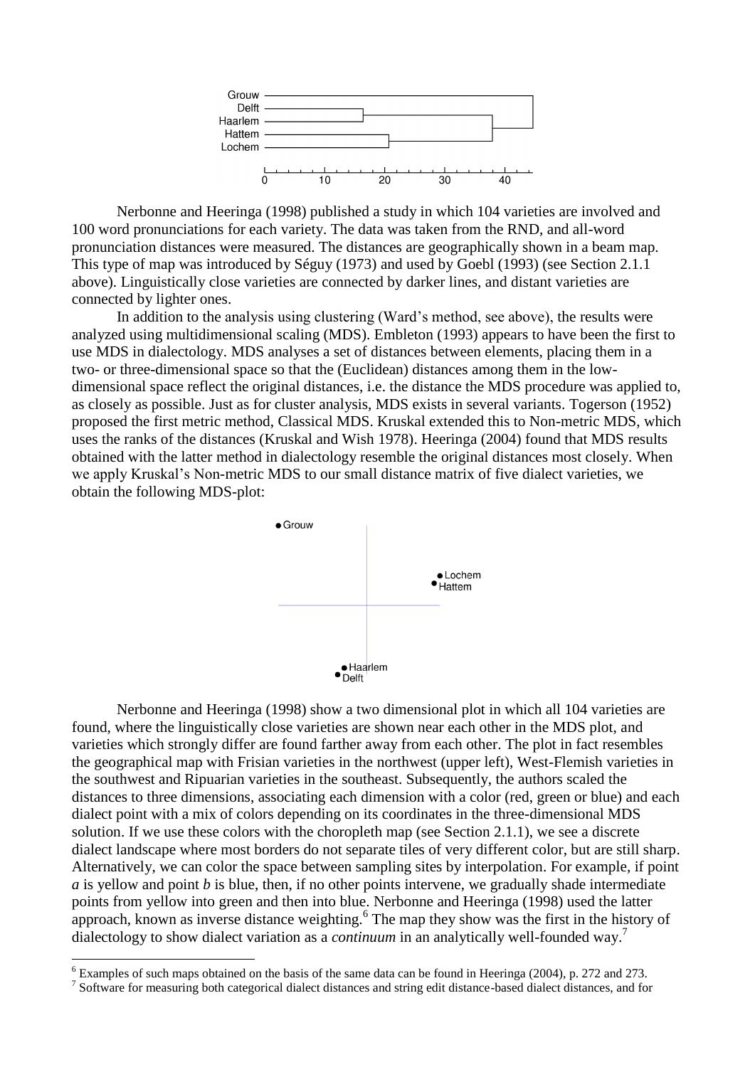Nerbonne and Heeringa (1998) published a study in which 104 varieties are involved and 100 word pronunciations for each variety. The data was taken from the RND, and all-word pronunciation distances were measured. The distances are geographically shown in a beam map. This type of map was introduced by Séguy (1973) and used by Goebl (1993) (see Section 2.1.1 above). Linguistically close varieties are connected by darker lines, and distant varieties are connected by lighter ones.

In addition to the analysis using clustering (Ward's method, see above), the results were analyzed using multidimensional scaling (MDS). Embleton (1993) appears to have been the first to use MDS in dialectology. MDS analyses a set of distances between elements, placing them in a two- or three-dimensional space so that the (Euclidean) distances among them in the low-dimensional space reflect the original distances, i.e. the distance the MDS procedure was applied to, as closely as possible. Just as for cluster analysis, MDS exists in several variants. Togerson (1952) proposed the first metric method, Classical MDS. Kruskal extended this to Non-metric MDS, which uses the ranks of the distances (Kruskal and Wish 1978). Heeringa (2004) found that MDS results obtained with the latter method in dialectology resemble the original distances most closely. When we apply Kruskal's Non-metric MDS to our small distance matrix of five dialect varieties, we obtain the following MDS-plot:

Nerbonne and Heeringa (1998) show a two dimensional plot in which all 104 varieties are found, where the linguistically close varieties are shown near each other in the MDS plot, and varieties which strongly differ are found farther away from each other. The plot in fact resembles the geographical map with Frisian varieties in the northwest (upper left), West-Flemish varieties in the southwest and Ripuarian varieties in the southeast. Subsequently, the authors scaled the distances to three dimensions, associating each dimension with a color (red, green or blue) and each dialect point with a mix of colors depending on its coordinates in the three-dimensional MDS solution. If we use these colors with the choropleth map (see Section 2.1.1), we see a discrete dialect landscape where most borders do not separate tiles of very different color, but are still sharp. Alternatively, we can color the space between sampling sites by interpolation. For example, if point *a* is yellow and point *b* is blue, then, if no other points intervene, we gradually shade intermediate points from yellow into green and then into blue. Nerbonne and Heeringa (1998) used the latter approach, known as inverse distance weighting.[6] The map they show was the first in the history of dialectology to show dialect variation as a *continuum* in an analytically well-founded way.[7]

[6] Examples of such maps obtained on the basis of the same data can be found in Heeringa (2004), p. 272 and 273.

[7] Software for measuring both categorical dialect distances and string edit distance-based dialect distances, and for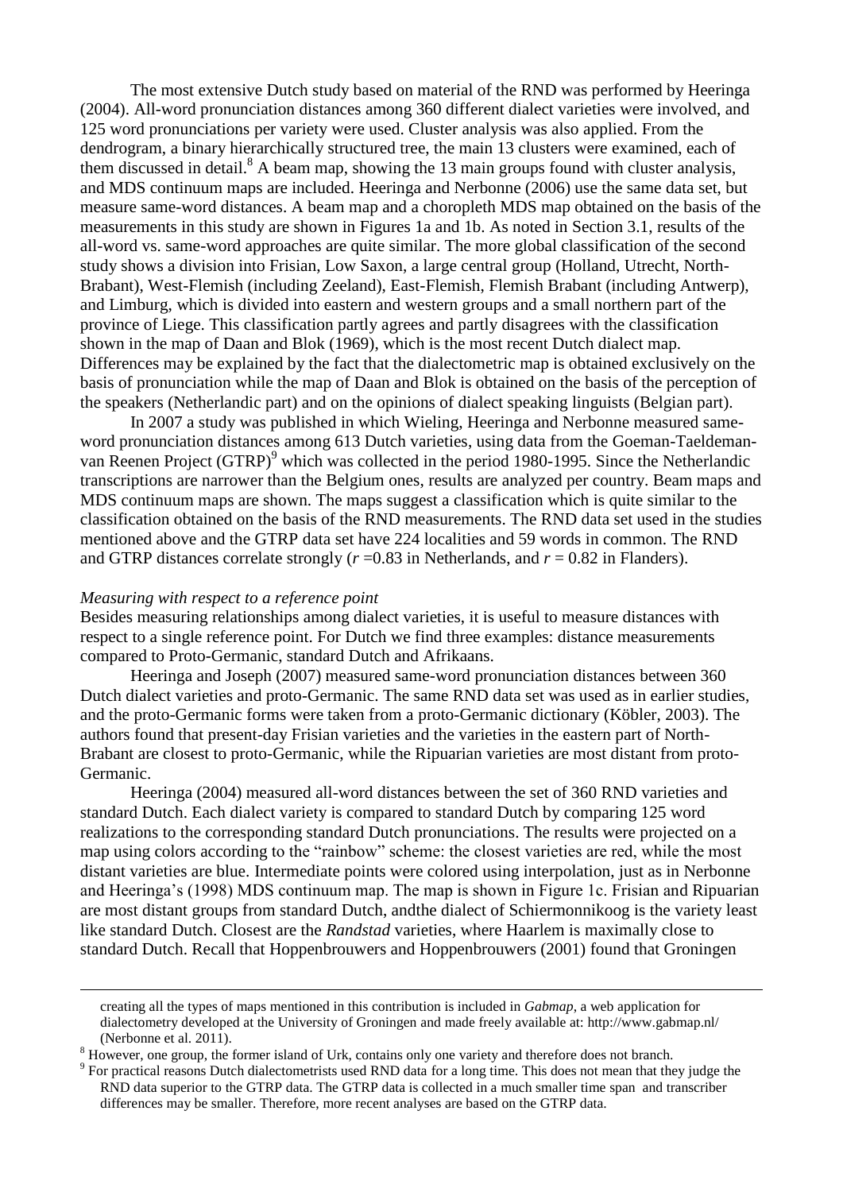The most extensive Dutch study based on material of the RND was performed by Heeringa (2004). All-word pronunciation distances among 360 different dialect varieties were involved, and 125 word pronunciations per variety were used. Cluster analysis was also applied. From the dendrogram, a binary hierarchically structured tree, the main 13 clusters were examined, each of them discussed in detail.[8] A beam map, showing the 13 main groups found with cluster analysis, and MDS continuum maps are included. Heeringa and Nerbonne (2006) use the same data set, but measure same-word distances. A beam map and a choropleth MDS map obtained on the basis of the measurements in this study are shown in Figures 1a and 1b. As noted in Section 3.1, results of the all-word vs. same-word approaches are quite similar. The more global classification of the second study shows a division into Frisian, Low Saxon, a large central group (Holland, Utrecht, North-Brabant), West-Flemish (including Zeeland), East-Flemish, Flemish Brabant (including Antwerp), and Limburg, which is divided into eastern and western groups and a small northern part of the province of Liege. This classification partly agrees and partly disagrees with the classification shown in the map of Daan and Blok (1969), which is the most recent Dutch dialect map. Differences may be explained by the fact that the dialectometric map is obtained exclusively on the basis of pronunciation while the map of Daan and Blok is obtained on the basis of the perception of the speakers (Netherlandic part) and on the opinions of dialect speaking linguists (Belgian part).

In 2007 a study was published in which Wieling, Heeringa and Nerbonne measured same-word pronunciation distances among 613 Dutch varieties, using data from the Goeman-Taeldeman-van Reenen Project (GTRP)[9] which was collected in the period 1980-1995. Since the Netherlandic transcriptions are narrower than the Belgium ones, results are analyzed per country. Beam maps and MDS continuum maps are shown. The maps suggest a classification which is quite similar to the classification obtained on the basis of the RND measurements. The RND data set used in the studies mentioned above and the GTRP data set have 224 localities and 59 words in common. The RND and GTRP distances correlate strongly ($r$ =0.83 in Netherlands, and $r$ = 0.82 in Flanders).

*Measuring with respect to a reference point*

Besides measuring relationships among dialect varieties, it is useful to measure distances with respect to a single reference point. For Dutch we find three examples: distance measurements compared to Proto-Germanic, standard Dutch and Afrikaans.

Heeringa and Joseph (2007) measured same-word pronunciation distances between 360 Dutch dialect varieties and proto-Germanic. The same RND data set was used as in earlier studies, and the proto-Germanic forms were taken from a proto-Germanic dictionary (Köbler, 2003). The authors found that present-day Frisian varieties and the varieties in the eastern part of North-Brabant are closest to proto-Germanic, while the Ripuarian varieties are most distant from proto-Germanic.

Heeringa (2004) measured all-word distances between the set of 360 RND varieties and standard Dutch. Each dialect variety is compared to standard Dutch by comparing 125 word realizations to the corresponding standard Dutch pronunciations. The results were projected on a map using colors according to the "rainbow" scheme: the closest varieties are red, while the most distant varieties are blue. Intermediate points were colored using interpolation, just as in Nerbonne and Heeringa's (1998) MDS continuum map. The map is shown in Figure 1c. Frisian and Ripuarian are most distant groups from standard Dutch, andthe dialect of Schiermonnikoog is the variety least like standard Dutch. Closest are the *Randstad* varieties, where Haarlem is maximally close to standard Dutch. Recall that Hoppenbrouwers and Hoppenbrouwers (2001) found that Groningen

---

creating all the types of maps mentioned in this contribution is included in *Gabmap*, a web application for dialectometry developed at the University of Groningen and made freely available at: http://www.gabmap.nl/ (Nerbonne et al. 2011).

[8] However, one group, the former island of Urk, contains only one variety and therefore does not branch.

[9] For practical reasons Dutch dialectometrists used RND data for a long time. This does not mean that they judge the RND data superior to the GTRP data. The GTRP data is collected in a much smaller time span and transcriber differences may be smaller. Therefore, more recent analyses are based on the GTRP data.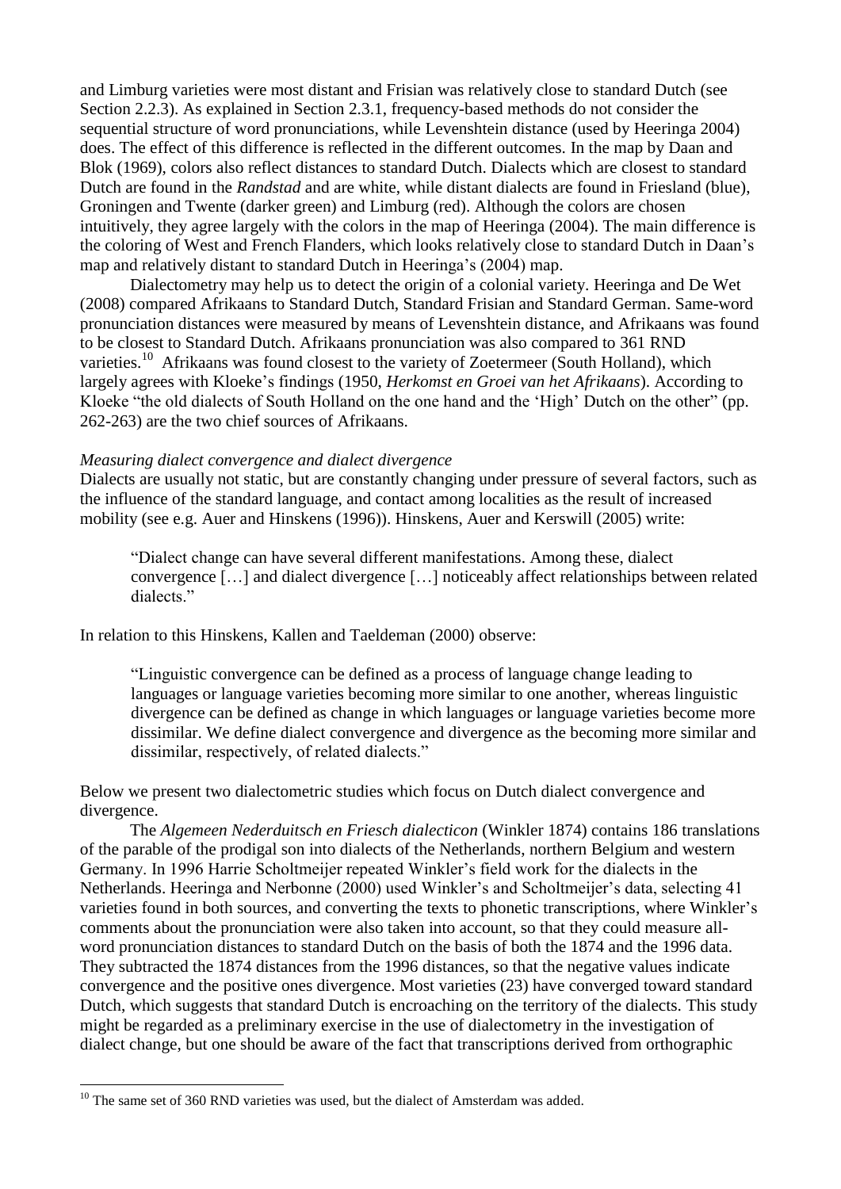and Limburg varieties were most distant and Frisian was relatively close to standard Dutch (see Section 2.2.3). As explained in Section 2.3.1, frequency-based methods do not consider the sequential structure of word pronunciations, while Levenshtein distance (used by Heeringa 2004) does. The effect of this difference is reflected in the different outcomes. In the map by Daan and Blok (1969), colors also reflect distances to standard Dutch. Dialects which are closest to standard Dutch are found in the *Randstad* and are white, while distant dialects are found in Friesland (blue), Groningen and Twente (darker green) and Limburg (red). Although the colors are chosen intuitively, they agree largely with the colors in the map of Heeringa (2004). The main difference is the coloring of West and French Flanders, which looks relatively close to standard Dutch in Daan's map and relatively distant to standard Dutch in Heeringa's (2004) map.

Dialectometry may help us to detect the origin of a colonial variety. Heeringa and De Wet (2008) compared Afrikaans to Standard Dutch, Standard Frisian and Standard German. Same-word pronunciation distances were measured by means of Levenshtein distance, and Afrikaans was found to be closest to Standard Dutch. Afrikaans pronunciation was also compared to 361 RND varieties.[10] Afrikaans was found closest to the variety of Zoetermeer (South Holland), which largely agrees with Kloeke's findings (1950, *Herkomst en Groei van het Afrikaans*). According to Kloeke "the old dialects of South Holland on the one hand and the 'High' Dutch on the other" (pp. 262-263) are the two chief sources of Afrikaans.

*Measuring dialect convergence and dialect divergence*

Dialects are usually not static, but are constantly changing under pressure of several factors, such as the influence of the standard language, and contact among localities as the result of increased mobility (see e.g. Auer and Hinskens (1996)). Hinskens, Auer and Kerswill (2005) write:

> "Dialect change can have several different manifestations. Among these, dialect convergence […] and dialect divergence […] noticeably affect relationships between related dialects."

In relation to this Hinskens, Kallen and Taeldeman (2000) observe:

> "Linguistic convergence can be defined as a process of language change leading to languages or language varieties becoming more similar to one another, whereas linguistic divergence can be defined as change in which languages or language varieties become more dissimilar. We define dialect convergence and divergence as the becoming more similar and dissimilar, respectively, of related dialects."

Below we present two dialectometric studies which focus on Dutch dialect convergence and divergence.

The *Algemeen Nederduitsch en Friesch dialecticon* (Winkler 1874) contains 186 translations of the parable of the prodigal son into dialects of the Netherlands, northern Belgium and western Germany. In 1996 Harrie Scholtmeijer repeated Winkler's field work for the dialects in the Netherlands. Heeringa and Nerbonne (2000) used Winkler's and Scholtmeijer's data, selecting 41 varieties found in both sources, and converting the texts to phonetic transcriptions, where Winkler's comments about the pronunciation were also taken into account, so that they could measure all-word pronunciation distances to standard Dutch on the basis of both the 1874 and the 1996 data. They subtracted the 1874 distances from the 1996 distances, so that the negative values indicate convergence and the positive ones divergence. Most varieties (23) have converged toward standard Dutch, which suggests that standard Dutch is encroaching on the territory of the dialects. This study might be regarded as a preliminary exercise in the use of dialectometry in the investigation of dialect change, but one should be aware of the fact that transcriptions derived from orthographic

[10] The same set of 360 RND varieties was used, but the dialect of Amsterdam was added.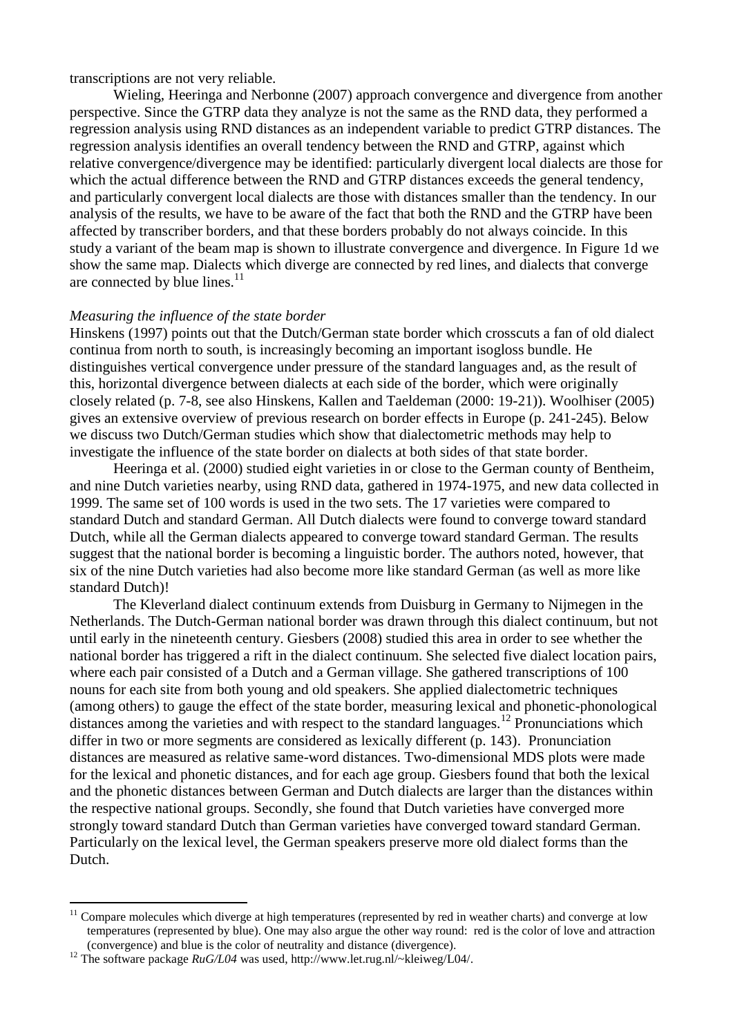transcriptions are not very reliable.

Wieling, Heeringa and Nerbonne (2007) approach convergence and divergence from another perspective. Since the GTRP data they analyze is not the same as the RND data, they performed a regression analysis using RND distances as an independent variable to predict GTRP distances. The regression analysis identifies an overall tendency between the RND and GTRP, against which relative convergence/divergence may be identified: particularly divergent local dialects are those for which the actual difference between the RND and GTRP distances exceeds the general tendency, and particularly convergent local dialects are those with distances smaller than the tendency. In our analysis of the results, we have to be aware of the fact that both the RND and the GTRP have been affected by transcriber borders, and that these borders probably do not always coincide. In this study a variant of the beam map is shown to illustrate convergence and divergence. In Figure 1d we show the same map. Dialects which diverge are connected by red lines, and dialects that converge are connected by blue lines.[11]

*Measuring the influence of the state border*

Hinskens (1997) points out that the Dutch/German state border which crosscuts a fan of old dialect continua from north to south, is increasingly becoming an important isogloss bundle. He distinguishes vertical convergence under pressure of the standard languages and, as the result of this, horizontal divergence between dialects at each side of the border, which were originally closely related (p. 7-8, see also Hinskens, Kallen and Taeldeman (2000: 19-21)). Woolhiser (2005) gives an extensive overview of previous research on border effects in Europe (p. 241-245). Below we discuss two Dutch/German studies which show that dialectometric methods may help to investigate the influence of the state border on dialects at both sides of that state border.

Heeringa et al. (2000) studied eight varieties in or close to the German county of Bentheim, and nine Dutch varieties nearby, using RND data, gathered in 1974-1975, and new data collected in 1999. The same set of 100 words is used in the two sets. The 17 varieties were compared to standard Dutch and standard German. All Dutch dialects were found to converge toward standard Dutch, while all the German dialects appeared to converge toward standard German. The results suggest that the national border is becoming a linguistic border. The authors noted, however, that six of the nine Dutch varieties had also become more like standard German (as well as more like standard Dutch)!

The Kleverland dialect continuum extends from Duisburg in Germany to Nijmegen in the Netherlands. The Dutch-German national border was drawn through this dialect continuum, but not until early in the nineteenth century. Giesbers (2008) studied this area in order to see whether the national border has triggered a rift in the dialect continuum. She selected five dialect location pairs, where each pair consisted of a Dutch and a German village. She gathered transcriptions of 100 nouns for each site from both young and old speakers. She applied dialectometric techniques (among others) to gauge the effect of the state border, measuring lexical and phonetic-phonological distances among the varieties and with respect to the standard languages.[12] Pronunciations which differ in two or more segments are considered as lexically different (p. 143). Pronunciation distances are measured as relative same-word distances. Two-dimensional MDS plots were made for the lexical and phonetic distances, and for each age group. Giesbers found that both the lexical and the phonetic distances between German and Dutch dialects are larger than the distances within the respective national groups. Secondly, she found that Dutch varieties have converged more strongly toward standard Dutch than German varieties have converged toward standard German. Particularly on the lexical level, the German speakers preserve more old dialect forms than the Dutch.

---

[11] Compare molecules which diverge at high temperatures (represented by red in weather charts) and converge at low temperatures (represented by blue). One may also argue the other way round: red is the color of love and attraction (convergence) and blue is the color of neutrality and distance (divergence).

[12] The software package *RuG/L04* was used, http://www.let.rug.nl/~kleiweg/L04/.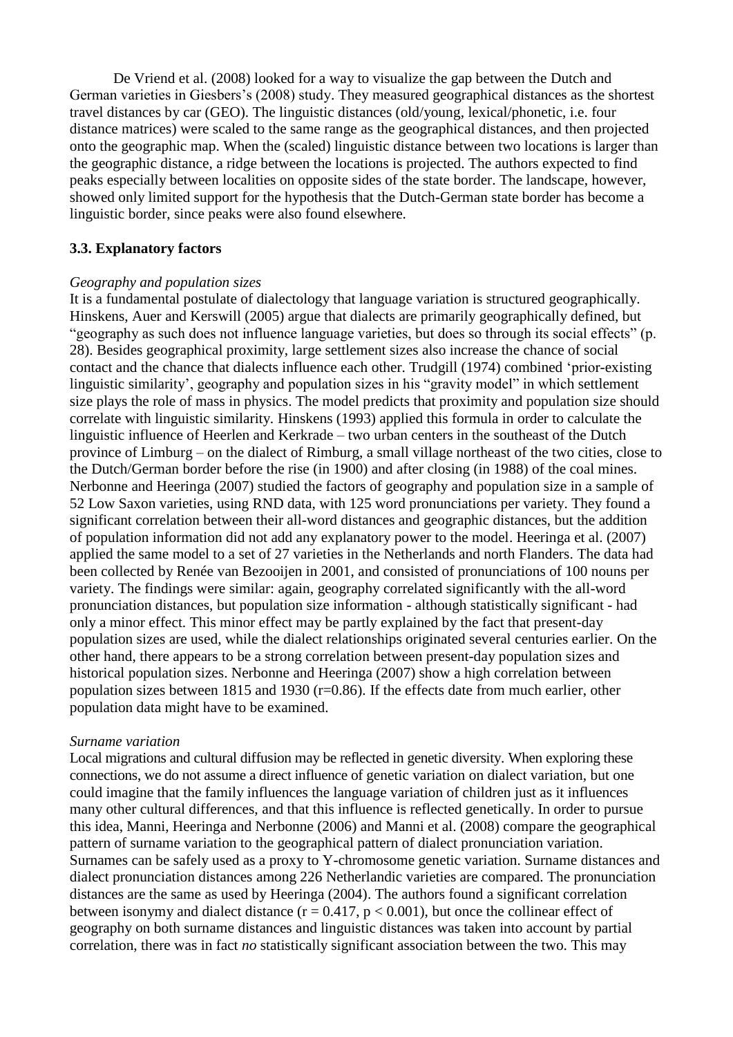De Vriend et al. (2008) looked for a way to visualize the gap between the Dutch and German varieties in Giesbers's (2008) study. They measured geographical distances as the shortest travel distances by car (GEO). The linguistic distances (old/young, lexical/phonetic, i.e. four distance matrices) were scaled to the same range as the geographical distances, and then projected onto the geographic map. When the (scaled) linguistic distance between two locations is larger than the geographic distance, a ridge between the locations is projected. The authors expected to find peaks especially between localities on opposite sides of the state border. The landscape, however, showed only limited support for the hypothesis that the Dutch-German state border has become a linguistic border, since peaks were also found elsewhere.

### 3.3. Explanatory factors

*Geography and population sizes*

It is a fundamental postulate of dialectology that language variation is structured geographically. Hinskens, Auer and Kerswill (2005) argue that dialects are primarily geographically defined, but "geography as such does not influence language varieties, but does so through its social effects" (p. 28). Besides geographical proximity, large settlement sizes also increase the chance of social contact and the chance that dialects influence each other. Trudgill (1974) combined 'prior-existing linguistic similarity', geography and population sizes in his "gravity model" in which settlement size plays the role of mass in physics. The model predicts that proximity and population size should correlate with linguistic similarity. Hinskens (1993) applied this formula in order to calculate the linguistic influence of Heerlen and Kerkrade – two urban centers in the southeast of the Dutch province of Limburg – on the dialect of Rimburg, a small village northeast of the two cities, close to the Dutch/German border before the rise (in 1900) and after closing (in 1988) of the coal mines. Nerbonne and Heeringa (2007) studied the factors of geography and population size in a sample of 52 Low Saxon varieties, using RND data, with 125 word pronunciations per variety. They found a significant correlation between their all-word distances and geographic distances, but the addition of population information did not add any explanatory power to the model. Heeringa et al. (2007) applied the same model to a set of 27 varieties in the Netherlands and north Flanders. The data had been collected by Renée van Bezooijen in 2001, and consisted of pronunciations of 100 nouns per variety. The findings were similar: again, geography correlated significantly with the all-word pronunciation distances, but population size information - although statistically significant - had only a minor effect. This minor effect may be partly explained by the fact that present-day population sizes are used, while the dialect relationships originated several centuries earlier. On the other hand, there appears to be a strong correlation between present-day population sizes and historical population sizes. Nerbonne and Heeringa (2007) show a high correlation between population sizes between 1815 and 1930 ($r=0.86$). If the effects date from much earlier, other population data might have to be examined.

*Surname variation*

Local migrations and cultural diffusion may be reflected in genetic diversity. When exploring these connections, we do not assume a direct influence of genetic variation on dialect variation, but one could imagine that the family influences the language variation of children just as it influences many other cultural differences, and that this influence is reflected genetically. In order to pursue this idea, Manni, Heeringa and Nerbonne (2006) and Manni et al. (2008) compare the geographical pattern of surname variation to the geographical pattern of dialect pronunciation variation. Surnames can be safely used as a proxy to Y-chromosome genetic variation. Surname distances and dialect pronunciation distances among 226 Netherlandic varieties are compared. The pronunciation distances are the same as used by Heeringa (2004). The authors found a significant correlation between isonymy and dialect distance ($r = 0.417$, $p < 0.001$), but once the collinear effect of geography on both surname distances and linguistic distances was taken into account by partial correlation, there was in fact *no* statistically significant association between the two. This may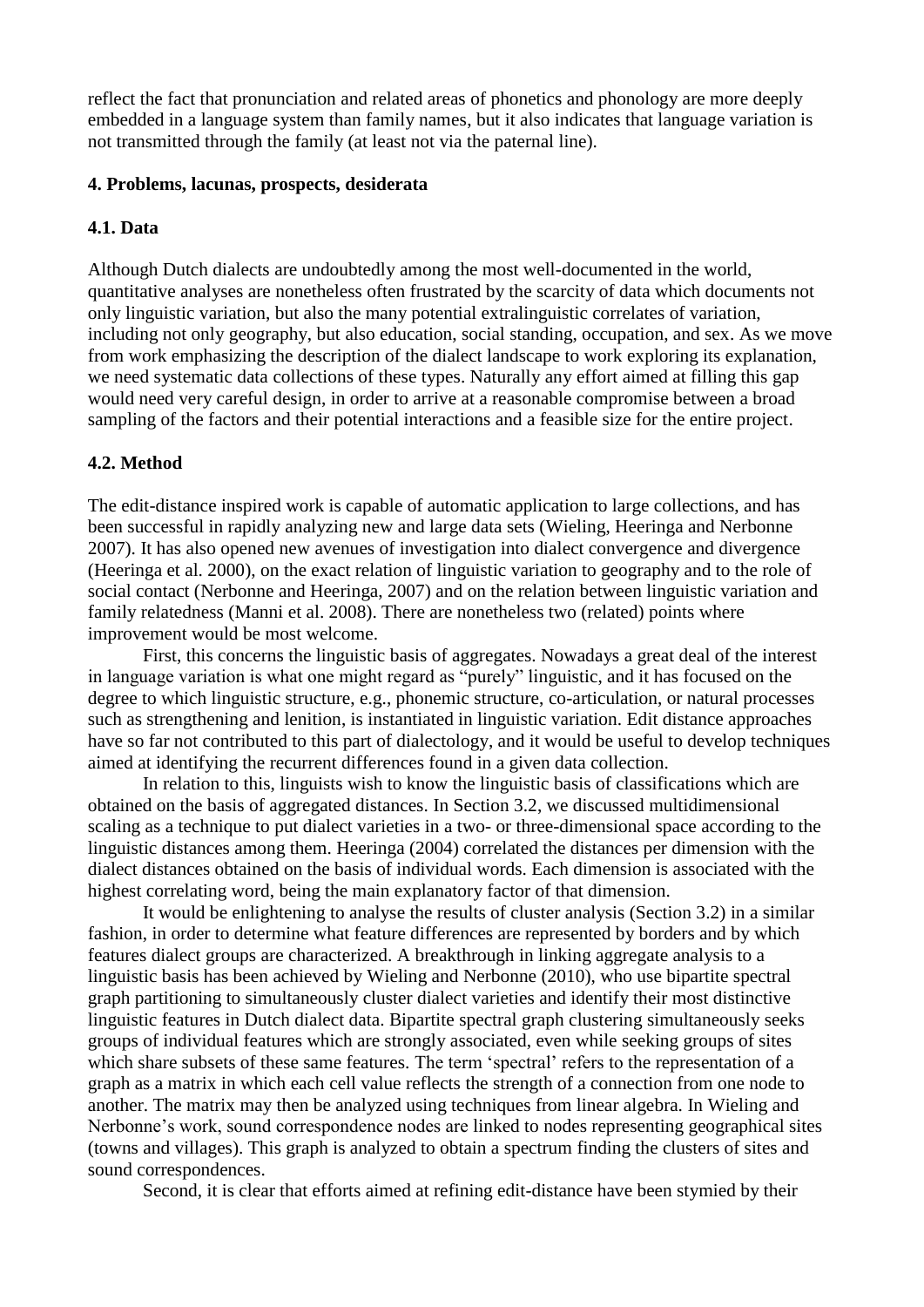reflect the fact that pronunciation and related areas of phonetics and phonology are more deeply embedded in a language system than family names, but it also indicates that language variation is not transmitted through the family (at least not via the paternal line).

## 4. Problems, lacunas, prospects, desiderata

### 4.1. Data

Although Dutch dialects are undoubtedly among the most well-documented in the world, quantitative analyses are nonetheless often frustrated by the scarcity of data which documents not only linguistic variation, but also the many potential extralinguistic correlates of variation, including not only geography, but also education, social standing, occupation, and sex. As we move from work emphasizing the description of the dialect landscape to work exploring its explanation, we need systematic data collections of these types. Naturally any effort aimed at filling this gap would need very careful design, in order to arrive at a reasonable compromise between a broad sampling of the factors and their potential interactions and a feasible size for the entire project.

### 4.2. Method

The edit-distance inspired work is capable of automatic application to large collections, and has been successful in rapidly analyzing new and large data sets (Wieling, Heeringa and Nerbonne 2007). It has also opened new avenues of investigation into dialect convergence and divergence (Heeringa et al. 2000), on the exact relation of linguistic variation to geography and to the role of social contact (Nerbonne and Heeringa, 2007) and on the relation between linguistic variation and family relatedness (Manni et al. 2008). There are nonetheless two (related) points where improvement would be most welcome.

First, this concerns the linguistic basis of aggregates. Nowadays a great deal of the interest in language variation is what one might regard as "purely" linguistic, and it has focused on the degree to which linguistic structure, e.g., phonemic structure, co-articulation, or natural processes such as strengthening and lenition, is instantiated in linguistic variation. Edit distance approaches have so far not contributed to this part of dialectology, and it would be useful to develop techniques aimed at identifying the recurrent differences found in a given data collection.

In relation to this, linguists wish to know the linguistic basis of classifications which are obtained on the basis of aggregated distances. In Section 3.2, we discussed multidimensional scaling as a technique to put dialect varieties in a two- or three-dimensional space according to the linguistic distances among them. Heeringa (2004) correlated the distances per dimension with the dialect distances obtained on the basis of individual words. Each dimension is associated with the highest correlating word, being the main explanatory factor of that dimension.

It would be enlightening to analyse the results of cluster analysis (Section 3.2) in a similar fashion, in order to determine what feature differences are represented by borders and by which features dialect groups are characterized. A breakthrough in linking aggregate analysis to a linguistic basis has been achieved by Wieling and Nerbonne (2010), who use bipartite spectral graph partitioning to simultaneously cluster dialect varieties and identify their most distinctive linguistic features in Dutch dialect data. Bipartite spectral graph clustering simultaneously seeks groups of individual features which are strongly associated, even while seeking groups of sites which share subsets of these same features. The term 'spectral' refers to the representation of a graph as a matrix in which each cell value reflects the strength of a connection from one node to another. The matrix may then be analyzed using techniques from linear algebra. In Wieling and Nerbonne's work, sound correspondence nodes are linked to nodes representing geographical sites (towns and villages). This graph is analyzed to obtain a spectrum finding the clusters of sites and sound correspondences.

Second, it is clear that efforts aimed at refining edit-distance have been stymied by their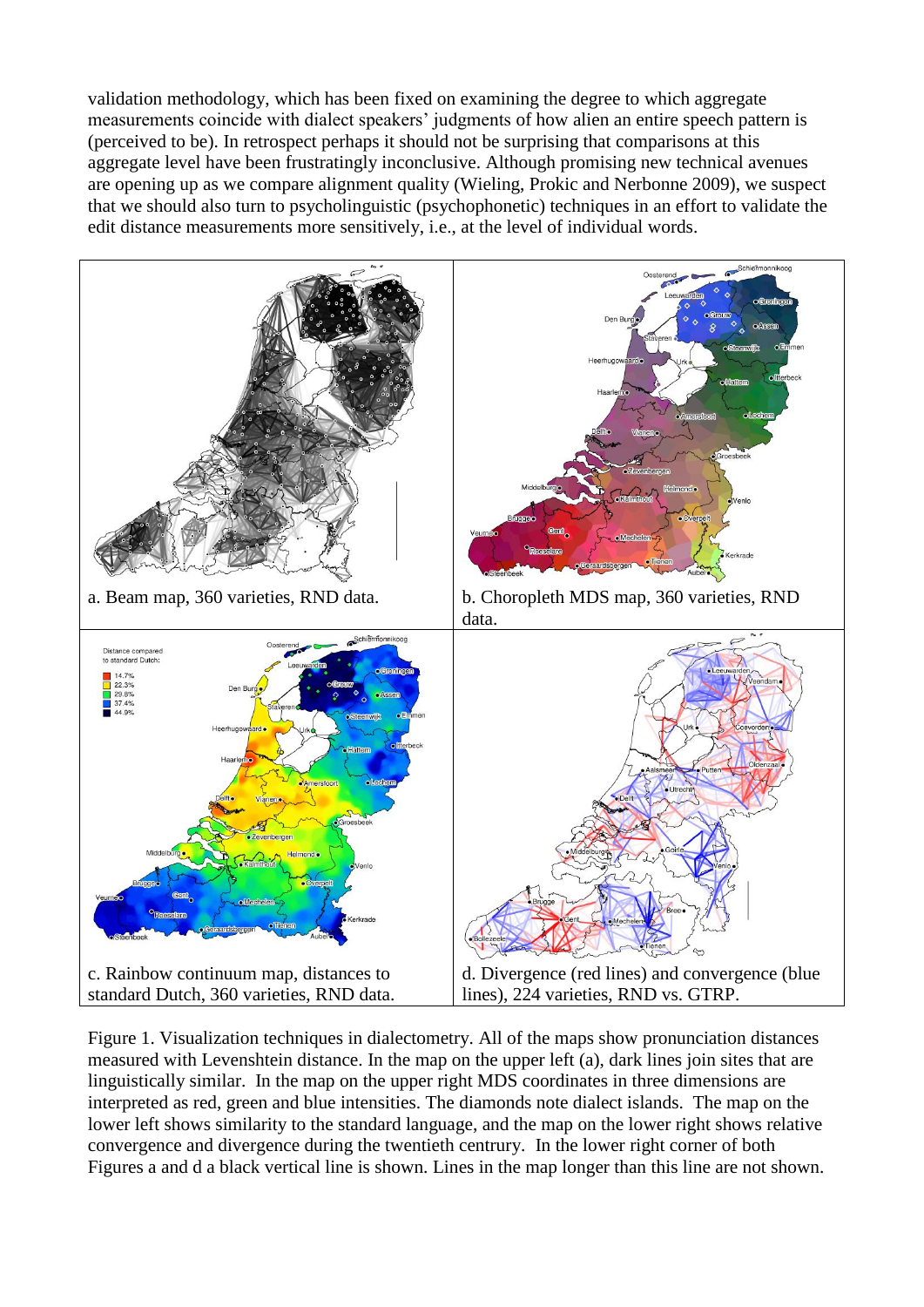validation methodology, which has been fixed on examining the degree to which aggregate measurements coincide with dialect speakers' judgments of how alien an entire speech pattern is (perceived to be). In retrospect perhaps it should not be surprising that comparisons at this aggregate level have been frustratingly inconclusive. Although promising new technical avenues are opening up as we compare alignment quality (Wieling, Prokic and Nerbonne 2009), we suspect that we should also turn to psycholinguistic (psychophonetic) techniques in an effort to validate the edit distance measurements more sensitively, i.e., at the level of individual words.

a. Beam map, 360 varieties, RND data.

b. Choropleth MDS map, 360 varieties, RND data.

c. Rainbow continuum map, distances to standard Dutch, 360 varieties, RND data.

d. Divergence (red lines) and convergence (blue lines), 224 varieties, RND vs. GTRP.

Figure 1. Visualization techniques in dialectometry. All of the maps show pronunciation distances measured with Levenshtein distance. In the map on the upper left (a), dark lines join sites that are linguistically similar. In the map on the upper right MDS coordinates in three dimensions are interpreted as red, green and blue intensities. The diamonds note dialect islands. The map on the lower left shows similarity to the standard language, and the map on the lower right shows relative convergence and divergence during the twentieth centrury. In the lower right corner of both Figures a and d a black vertical line is shown. Lines in the map longer than this line are not shown.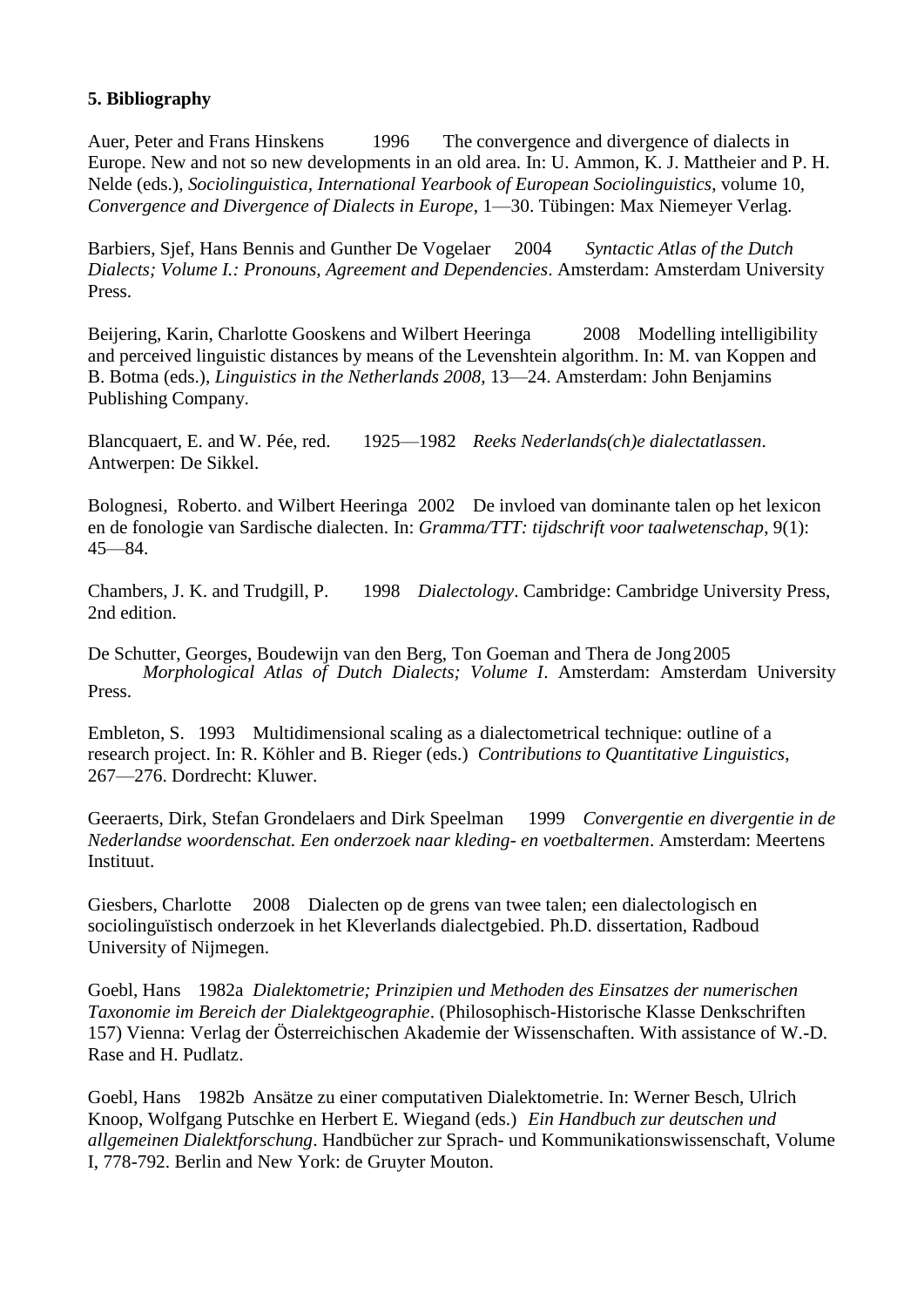**5. Bibliography**

Auer, Peter and Frans Hinskens 1996 The convergence and divergence of dialects in Europe. New and not so new developments in an old area. In: U. Ammon, K. J. Mattheier and P. H. Nelde (eds.), *Sociolinguistica, International Yearbook of European Sociolinguistics*, volume 10, *Convergence and Divergence of Dialects in Europe*, 1—30. Tübingen: Max Niemeyer Verlag.

Barbiers, Sjef, Hans Bennis and Gunther De Vogelaer 2004 *Syntactic Atlas of the Dutch Dialects; Volume I.: Pronouns, Agreement and Dependencies*. Amsterdam: Amsterdam University Press.

Beijering, Karin, Charlotte Gooskens and Wilbert Heeringa 2008 Modelling intelligibility and perceived linguistic distances by means of the Levenshtein algorithm. In: M. van Koppen and B. Botma (eds.), *Linguistics in the Netherlands 2008*, 13—24. Amsterdam: John Benjamins Publishing Company.

Blancquaert, E. and W. Pée, red. 1925—1982 *Reeks Nederlands(ch)e dialectatlassen*. Antwerpen: De Sikkel.

Bolognesi, Roberto. and Wilbert Heeringa 2002 De invloed van dominante talen op het lexicon en de fonologie van Sardische dialecten. In: *Gramma/TTT: tijdschrift voor taalwetenschap*, 9(1): 45—84.

Chambers, J. K. and Trudgill, P. 1998 *Dialectology*. Cambridge: Cambridge University Press, 2nd edition.

De Schutter, Georges, Boudewijn van den Berg, Ton Goeman and Thera de Jong 2005 *Morphological Atlas of Dutch Dialects; Volume I*. Amsterdam: Amsterdam University Press.

Embleton, S. 1993 Multidimensional scaling as a dialectometrical technique: outline of a research project. In: R. Köhler and B. Rieger (eds.) *Contributions to Quantitative Linguistics*, 267—276. Dordrecht: Kluwer.

Geeraerts, Dirk, Stefan Grondelaers and Dirk Speelman 1999 *Convergentie en divergentie in de Nederlandse woordenschat. Een onderzoek naar kleding- en voetbaltermen*. Amsterdam: Meertens Instituut.

Giesbers, Charlotte 2008 Dialecten op de grens van twee talen; een dialectologisch en sociolinguïstisch onderzoek in het Kleverlands dialectgebied. Ph.D. dissertation, Radboud University of Nijmegen.

Goebl, Hans 1982a *Dialektometrie; Prinzipien und Methoden des Einsatzes der numerischen Taxonomie im Bereich der Dialektgeographie*. (Philosophisch-Historische Klasse Denkschriften 157) Vienna: Verlag der Österreichischen Akademie der Wissenschaften. With assistance of W.-D. Rase and H. Pudlatz.

Goebl, Hans 1982b Ansätze zu einer computativen Dialektometrie. In: Werner Besch, Ulrich Knoop, Wolfgang Putschke en Herbert E. Wiegand (eds.) *Ein Handbuch zur deutschen und allgemeinen Dialektforschung*. Handbücher zur Sprach- und Kommunikationswissenschaft, Volume I, 778-792. Berlin and New York: de Gruyter Mouton.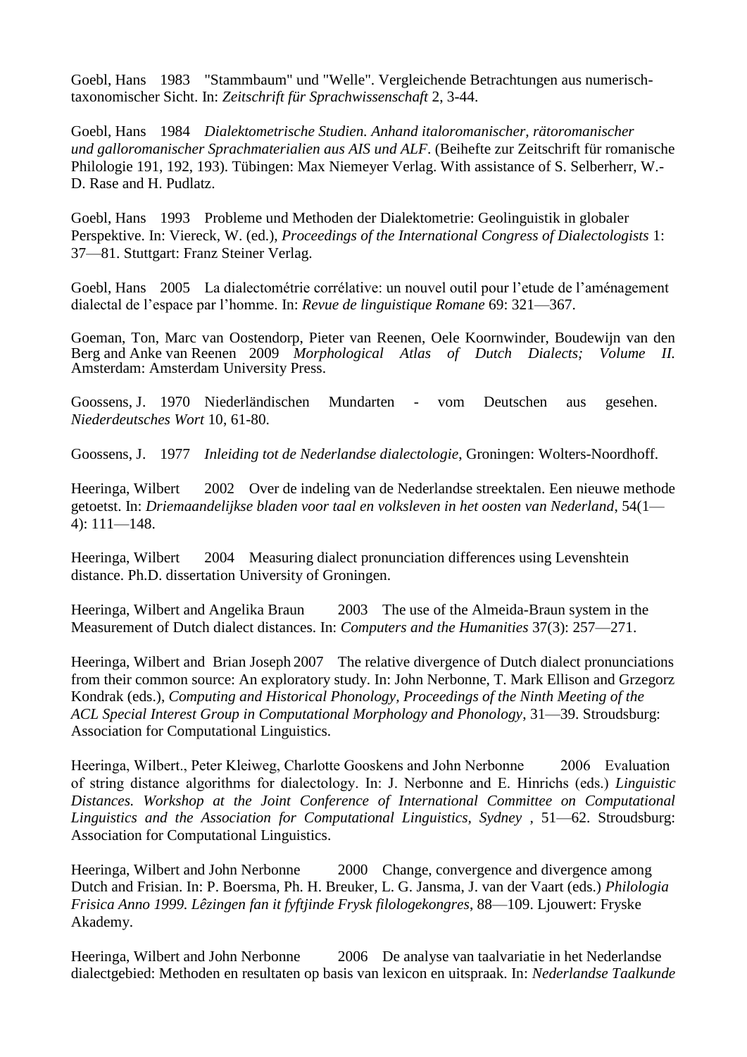Goebl, Hans 1983 "Stammbaum" und "Welle". Vergleichende Betrachtungen aus numerisch-taxonomischer Sicht. In: *Zeitschrift für Sprachwissenschaft* 2, 3-44.

Goebl, Hans 1984 *Dialektometrische Studien. Anhand italoromanischer, rätoromanischer und galloromanischer Sprachmaterialien aus AIS und ALF*. (Beihefte zur Zeitschrift für romanische Philologie 191, 192, 193). Tübingen: Max Niemeyer Verlag. With assistance of S. Selberherr, W.-D. Rase and H. Pudlatz.

Goebl, Hans 1993 Probleme und Methoden der Dialektometrie: Geolinguistik in globaler Perspektive. In: Viereck, W. (ed.), *Proceedings of the International Congress of Dialectologists* 1: 37—81. Stuttgart: Franz Steiner Verlag.

Goebl, Hans 2005 La dialectométrie corrélative: un nouvel outil pour l'etude de l'aménagement dialectal de l'espace par l'homme. In: *Revue de linguistique Romane* 69: 321—367.

Goeman, Ton, Marc van Oostendorp, Pieter van Reenen, Oele Koornwinder, Boudewijn van den Berg and Anke van Reenen 2009 *Morphological Atlas of Dutch Dialects; Volume II.* Amsterdam: Amsterdam University Press.

Goossens, J. 1970 Niederländischen Mundarten - vom Deutschen aus gesehen. *Niederdeutsches Wort* 10, 61-80.

Goossens, J. 1977 *Inleiding tot de Nederlandse dialectologie*, Groningen: Wolters-Noordhoff.

Heeringa, Wilbert 2002 Over de indeling van de Nederlandse streektalen. Een nieuwe methode getoetst. In: *Driemaandelijkse bladen voor taal en volksleven in het oosten van Nederland*, 54(1—4): 111—148.

Heeringa, Wilbert 2004 Measuring dialect pronunciation differences using Levenshtein distance. Ph.D. dissertation University of Groningen.

Heeringa, Wilbert and Angelika Braun 2003 The use of the Almeida-Braun system in the Measurement of Dutch dialect distances. In: *Computers and the Humanities* 37(3): 257—271.

Heeringa, Wilbert and Brian Joseph 2007 The relative divergence of Dutch dialect pronunciations from their common source: An exploratory study. In: John Nerbonne, T. Mark Ellison and Grzegorz Kondrak (eds.), *Computing and Historical Phonology, Proceedings of the Ninth Meeting of the ACL Special Interest Group in Computational Morphology and Phonology*, 31—39. Stroudsburg: Association for Computational Linguistics.

Heeringa, Wilbert., Peter Kleiweg, Charlotte Gooskens and John Nerbonne 2006 Evaluation of string distance algorithms for dialectology. In: J. Nerbonne and E. Hinrichs (eds.) *Linguistic Distances. Workshop at the Joint Conference of International Committee on Computational Linguistics and the Association for Computational Linguistics, Sydney* , 51—62. Stroudsburg: Association for Computational Linguistics.

Heeringa, Wilbert and John Nerbonne 2000 Change, convergence and divergence among Dutch and Frisian. In: P. Boersma, Ph. H. Breuker, L. G. Jansma, J. van der Vaart (eds.) *Philologia Frisica Anno 1999. Lêzingen fan it fyftjinde Frysk filologekongres*, 88—109. Ljouwert: Fryske Akademy.

Heeringa, Wilbert and John Nerbonne 2006 De analyse van taalvariatie in het Nederlandse dialectgebied: Methoden en resultaten op basis van lexicon en uitspraak. In: *Nederlandse Taalkunde*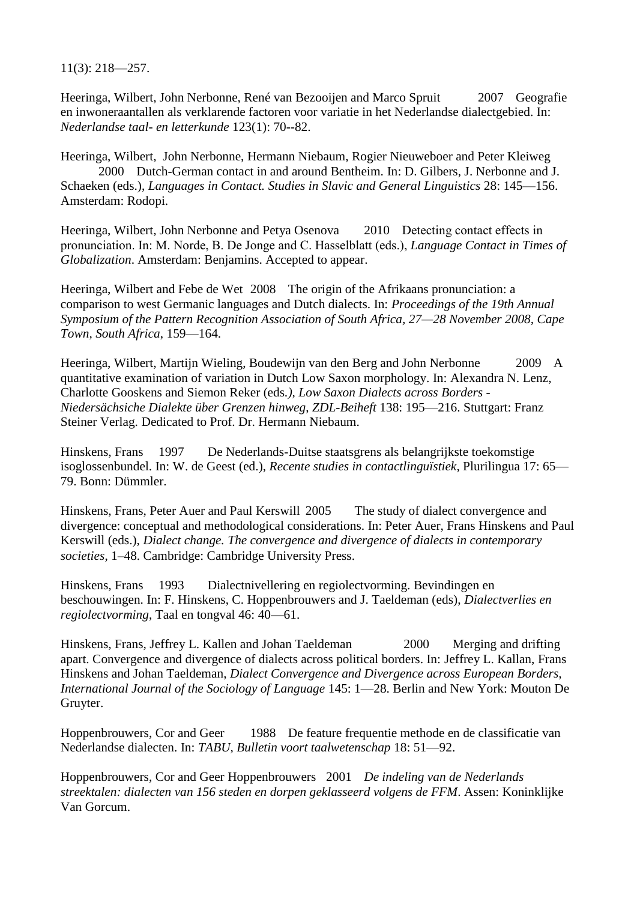11(3): 218—257.

Heeringa, Wilbert, John Nerbonne, René van Bezooijen and Marco Spruit 2007 Geografie en inwoneraantallen als verklarende factoren voor variatie in het Nederlandse dialectgebied. In: *Nederlandse taal- en letterkunde* 123(1): 70--82.

Heeringa, Wilbert, John Nerbonne, Hermann Niebaum, Rogier Nieuweboer and Peter Kleiweg 2000 Dutch-German contact in and around Bentheim. In: D. Gilbers, J. Nerbonne and J. Schaeken (eds.), *Languages in Contact. Studies in Slavic and General Linguistics* 28: 145—156. Amsterdam: Rodopi.

Heeringa, Wilbert, John Nerbonne and Petya Osenova 2010 Detecting contact effects in pronunciation. In: M. Norde, B. De Jonge and C. Hasselblatt (eds.), *Language Contact in Times of Globalization*. Amsterdam: Benjamins. Accepted to appear.

Heeringa, Wilbert and Febe de Wet 2008 The origin of the Afrikaans pronunciation: a comparison to west Germanic languages and Dutch dialects. In: *Proceedings of the 19th Annual Symposium of the Pattern Recognition Association of South Africa, 27—28 November 2008, Cape Town, South Africa*, 159—164.

Heeringa, Wilbert, Martijn Wieling, Boudewijn van den Berg and John Nerbonne 2009 A quantitative examination of variation in Dutch Low Saxon morphology. In: Alexandra N. Lenz, Charlotte Gooskens and Siemon Reker (eds*.), Low Saxon Dialects across Borders - Niedersächsiche Dialekte über Grenzen hinweg, ZDL-Beiheft* 138: 195—216. Stuttgart: Franz Steiner Verlag. Dedicated to Prof. Dr. Hermann Niebaum.

Hinskens, Frans 1997 De Nederlands-Duitse staatsgrens als belangrijkste toekomstige isoglossenbundel. In: W. de Geest (ed.), *Recente studies in contactlinguïstiek*, Plurilingua 17: 65—79. Bonn: Dümmler.

Hinskens, Frans, Peter Auer and Paul Kerswill 2005 The study of dialect convergence and divergence: conceptual and methodological considerations. In: Peter Auer, Frans Hinskens and Paul Kerswill (eds.), *Dialect change. The convergence and divergence of dialects in contemporary societies*, 1–48. Cambridge: Cambridge University Press.

Hinskens, Frans 1993 Dialectnivellering en regiolectvorming. Bevindingen en beschouwingen. In: F. Hinskens, C. Hoppenbrouwers and J. Taeldeman (eds), *Dialectverlies en regiolectvorming*, Taal en tongval 46: 40—61.

Hinskens, Frans, Jeffrey L. Kallen and Johan Taeldeman 2000 Merging and drifting apart. Convergence and divergence of dialects across political borders. In: Jeffrey L. Kallan, Frans Hinskens and Johan Taeldeman, *Dialect Convergence and Divergence across European Borders, International Journal of the Sociology of Language* 145: 1—28. Berlin and New York: Mouton De Gruyter.

Hoppenbrouwers, Cor and Geer 1988 De feature frequentie methode en de classificatie van Nederlandse dialecten. In: *TABU, Bulletin voort taalwetenschap* 18: 51—92.

Hoppenbrouwers, Cor and Geer Hoppenbrouwers 2001 *De indeling van de Nederlands streektalen: dialecten van 156 steden en dorpen geklasseerd volgens de FFM*. Assen: Koninklijke Van Gorcum.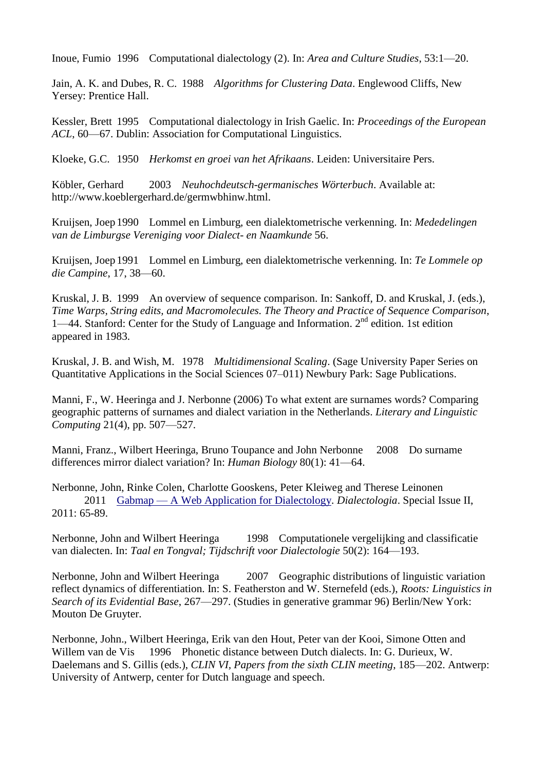Inoue, Fumio 1996 Computational dialectology (2). In: *Area and Culture Studies*, 53:1—20.

Jain, A. K. and Dubes, R. C. 1988 *Algorithms for Clustering Data*. Englewood Cliffs, New Yersey: Prentice Hall.

Kessler, Brett 1995 Computational dialectology in Irish Gaelic. In: *Proceedings of the European ACL*, 60—67. Dublin: Association for Computational Linguistics.

Kloeke, G.C. 1950 *Herkomst en groei van het Afrikaans*. Leiden: Universitaire Pers.

Köbler, Gerhard 2003 *Neuhochdeutsch-germanisches Wörterbuch*. Available at: http://www.koeblergerhard.de/germwbhinw.html.

Kruijsen, Joep 1990 Lommel en Limburg, een dialektometrische verkenning. In: *Mededelingen van de Limburgse Vereniging voor Dialect- en Naamkunde* 56.

Kruijsen, Joep 1991 Lommel en Limburg, een dialektometrische verkenning. In: *Te Lommele op die Campine*, 17, 38—60.

Kruskal, J. B. 1999 An overview of sequence comparison. In: Sankoff, D. and Kruskal, J. (eds.), *Time Warps, String edits, and Macromolecules. The Theory and Practice of Sequence Comparison*, 1—44. Stanford: Center for the Study of Language and Information. 2nd edition. 1st edition appeared in 1983.

Kruskal, J. B. and Wish, M. 1978 *Multidimensional Scaling*. (Sage University Paper Series on Quantitative Applications in the Social Sciences 07–011) Newbury Park: Sage Publications.

Manni, F., W. Heeringa and J. Nerbonne (2006) To what extent are surnames words? Comparing geographic patterns of surnames and dialect variation in the Netherlands. *Literary and Linguistic Computing* 21(4), pp. 507—527.

Manni, Franz., Wilbert Heeringa, Bruno Toupance and John Nerbonne 2008 Do surname differences mirror dialect variation? In: *Human Biology* 80(1): 41—64.

Nerbonne, John, Rinke Colen, Charlotte Gooskens, Peter Kleiweg and Therese Leinonen 2011 Gabmap — A Web Application for Dialectology. *Dialectologia*. Special Issue II, 2011: 65-89.

Nerbonne, John and Wilbert Heeringa 1998 Computationele vergelijking and classificatie van dialecten. In: *Taal en Tongval; Tijdschrift voor Dialectologie* 50(2): 164—193.

Nerbonne, John and Wilbert Heeringa 2007 Geographic distributions of linguistic variation reflect dynamics of differentiation. In: S. Featherston and W. Sternefeld (eds.), *Roots: Linguistics in Search of its Evidential Base*, 267—297. (Studies in generative grammar 96) Berlin/New York: Mouton De Gruyter.

Nerbonne, John., Wilbert Heeringa, Erik van den Hout, Peter van der Kooi, Simone Otten and Willem van de Vis 1996 Phonetic distance between Dutch dialects. In: G. Durieux, W. Daelemans and S. Gillis (eds.), *CLIN VI, Papers from the sixth CLIN meeting*, 185—202. Antwerp: University of Antwerp, center for Dutch language and speech.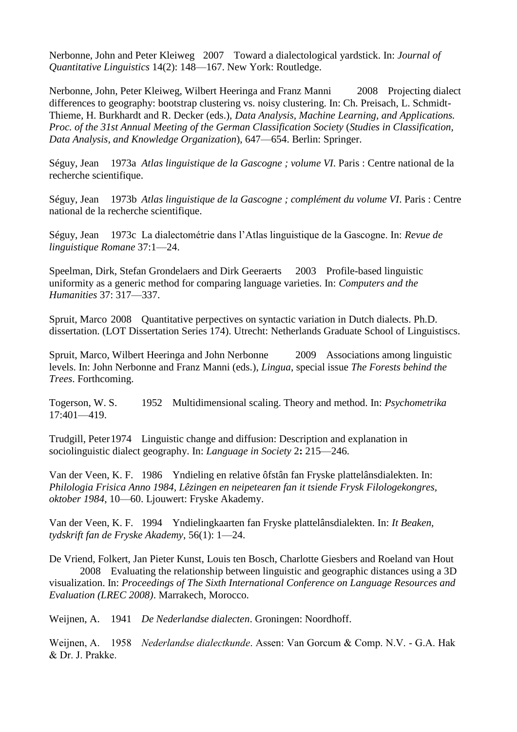Nerbonne, John and Peter Kleiweg 2007 Toward a dialectological yardstick. In: *Journal of Quantitative Linguistics* 14(2): 148—167. New York: Routledge.

Nerbonne, John, Peter Kleiweg, Wilbert Heeringa and Franz Manni 2008 Projecting dialect differences to geography: bootstrap clustering vs. noisy clustering. In: Ch. Preisach, L. Schmidt-Thieme, H. Burkhardt and R. Decker (eds.), *Data Analysis, Machine Learning, and Applications. Proc. of the 31st Annual Meeting of the German Classification Society* (*Studies in Classification, Data Analysis, and Knowledge Organization*), 647—654. Berlin: Springer.

Séguy, Jean 1973a *Atlas linguistique de la Gascogne ; volume VI*. Paris : Centre national de la recherche scientifique.

Séguy, Jean 1973b *Atlas linguistique de la Gascogne ; complément du volume VI*. Paris : Centre national de la recherche scientifique.

Séguy, Jean 1973c La dialectométrie dans l'Atlas linguistique de la Gascogne. In: *Revue de linguistique Romane* 37:1—24.

Speelman, Dirk, Stefan Grondelaers and Dirk Geeraerts 2003 Profile-based linguistic uniformity as a generic method for comparing language varieties. In: *Computers and the Humanities* 37: 317—337.

Spruit, Marco 2008 Quantitative perpectives on syntactic variation in Dutch dialects. Ph.D. dissertation. (LOT Dissertation Series 174). Utrecht: Netherlands Graduate School of Linguistiscs.

Spruit, Marco, Wilbert Heeringa and John Nerbonne 2009 Associations among linguistic levels. In: John Nerbonne and Franz Manni (eds.), *Lingua*, special issue *The Forests behind the Trees*. Forthcoming.

Togerson, W. S. 1952 Multidimensional scaling. Theory and method. In: *Psychometrika* 17:401—419.

Trudgill, Peter 1974 Linguistic change and diffusion: Description and explanation in sociolinguistic dialect geography. In: *Language in Society* 2**:** 215—246.

Van der Veen, K. F. 1986 Yndieling en relative ôfstân fan Fryske plattelânsdialekten. In: *Philologia Frisica Anno 1984, Lêzingen en neipetearen fan it tsiende Frysk Filologekongres, oktober 1984*, 10—60. Ljouwert: Fryske Akademy.

Van der Veen, K. F. 1994 Yndielingkaarten fan Fryske plattelânsdialekten. In: *It Beaken, tydskrift fan de Fryske Akademy*, 56(1): 1—24.

De Vriend, Folkert, Jan Pieter Kunst, Louis ten Bosch, Charlotte Giesbers and Roeland van Hout 2008 Evaluating the relationship between linguistic and geographic distances using a 3D visualization. In: *Proceedings of The Sixth International Conference on Language Resources and Evaluation (LREC 2008)*. Marrakech, Morocco.

Weijnen, A. 1941 *De Nederlandse dialecten*. Groningen: Noordhoff.

Weijnen, A. 1958 *Nederlandse dialectkunde*. Assen: Van Gorcum & Comp. N.V. - G.A. Hak & Dr. J. Prakke.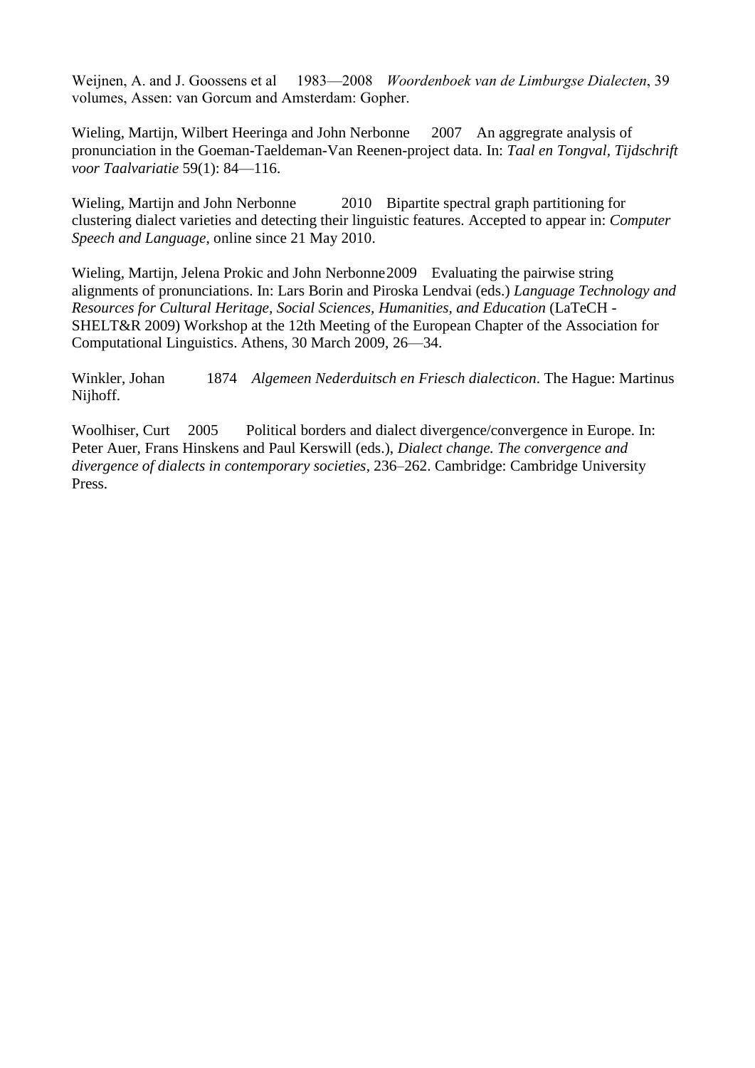Weijnen, A. and J. Goossens et al 1983—2008 *Woordenboek van de Limburgse Dialecten*, 39 volumes, Assen: van Gorcum and Amsterdam: Gopher.

Wieling, Martijn, Wilbert Heeringa and John Nerbonne 2007 An aggregrate analysis of pronunciation in the Goeman-Taeldeman-Van Reenen-project data. In: *Taal en Tongval, Tijdschrift voor Taalvariatie* 59(1): 84—116.

Wieling, Martijn and John Nerbonne 2010 Bipartite spectral graph partitioning for clustering dialect varieties and detecting their linguistic features. Accepted to appear in: *Computer Speech and Language*, online since 21 May 2010.

Wieling, Martijn, Jelena Prokic and John Nerbonne 2009 Evaluating the pairwise string alignments of pronunciations. In: Lars Borin and Piroska Lendvai (eds.) *Language Technology and Resources for Cultural Heritage, Social Sciences, Humanities, and Education* (LaTeCH - SHELT&R 2009) Workshop at the 12th Meeting of the European Chapter of the Association for Computational Linguistics. Athens, 30 March 2009, 26—34.

Winkler, Johan 1874 *Algemeen Nederduitsch en Friesch dialecticon*. The Hague: Martinus Nijhoff.

Woolhiser, Curt 2005 Political borders and dialect divergence/convergence in Europe. In: Peter Auer, Frans Hinskens and Paul Kerswill (eds.), *Dialect change. The convergence and divergence of dialects in contemporary societies*, 236–262. Cambridge: Cambridge University Press.